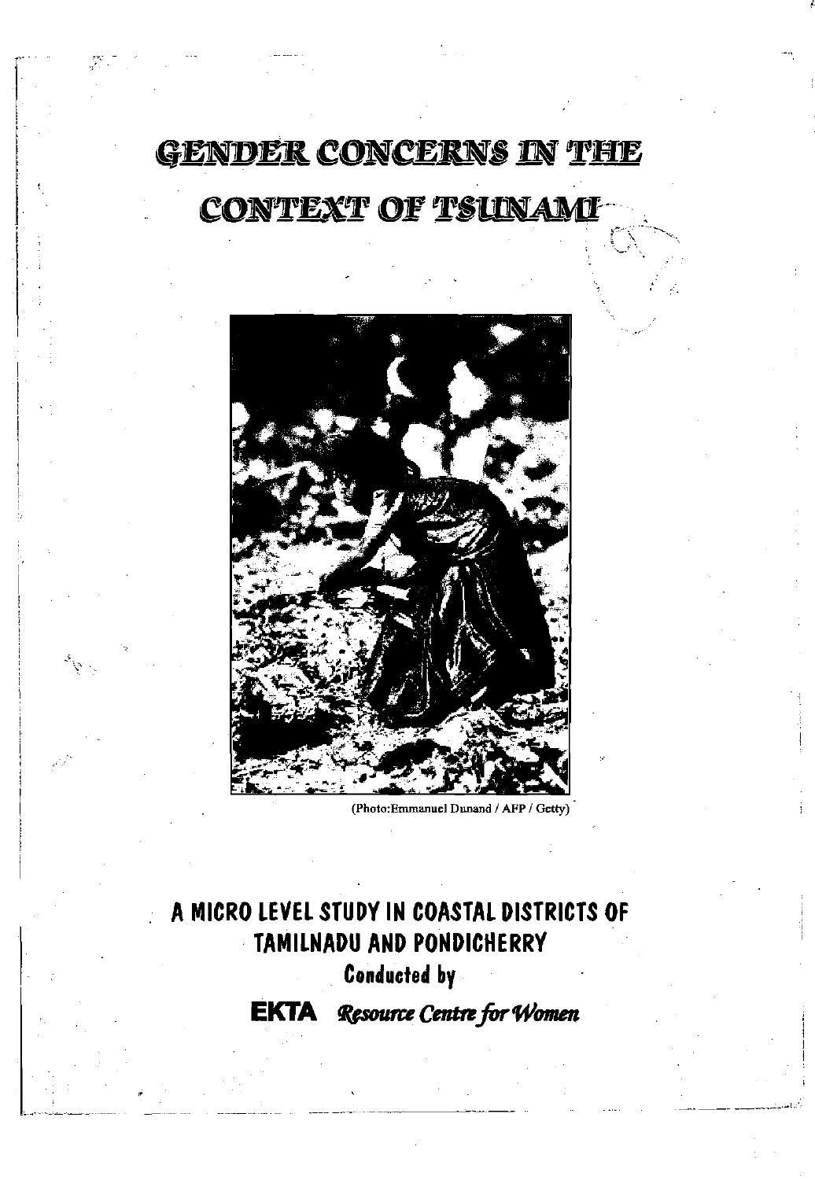# GENDER CONCERNS IN THE CONTEXT OF TSUNAMI

(Photo:Emmanuel Dunand / AFP / Getty)

## A MICRO LEVEL STUDY IN COASTAL DISTRICTS OF TAMILNADU AND PONDICHERRY

**Conducted by**

**EKTA** *Resource Centre for Women*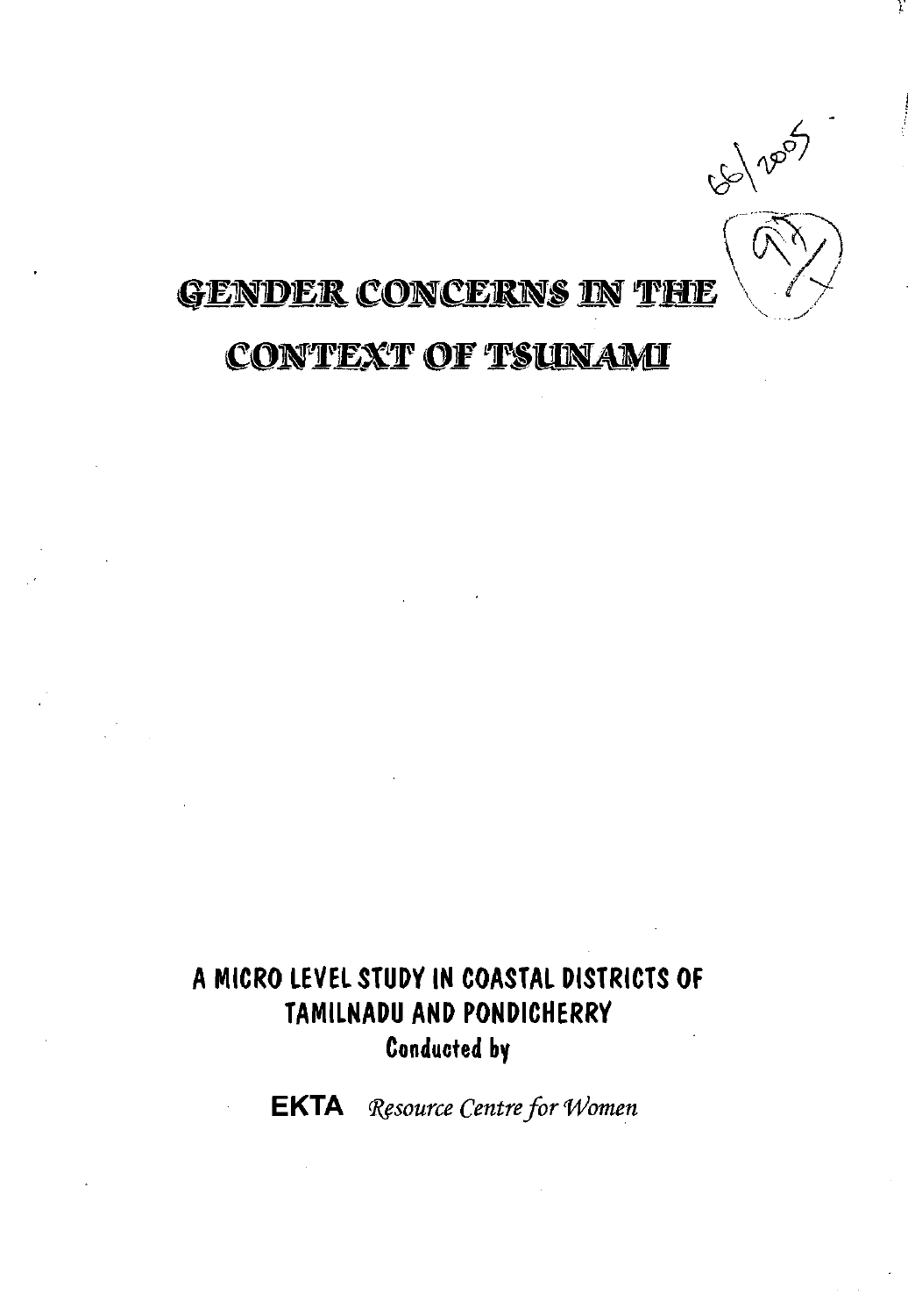# GENDER CONCERNS IN THE CONTEXT OF TSUNAMI

**A MICRO LEVEL STUDY IN COASTAL DISTRICTS OF TAMILNADU AND PONDICHERRY**

**Conducted by**

**EKTA** *Resource Centre for Women*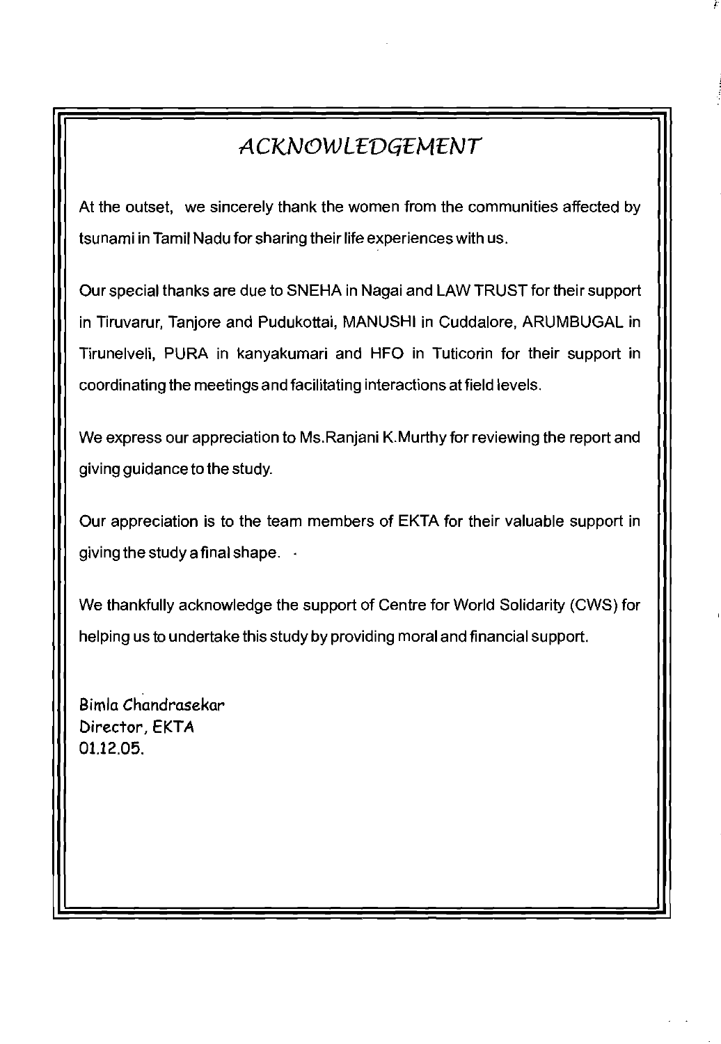# ACKNOWLEDGEMENT

At the outset, we sincerely thank the women from the communities affected by tsunami in Tamil Nadu for sharing their life experiences with us.

Our special thanks are due to SNEHA in Nagai and LAW TRUST for their support in Tiruvarur, Tanjore and Pudukottai, MANUSHI in Cuddalore, ARUMBUGAL in Tirunelveli, PURA in kanyakumari and HFO in Tuticorin for their support in coordinating the meetings and facilitating interactions at field levels.

We express our appreciation to Ms.Ranjani K.Murthy for reviewing the report and giving guidance to the study.

Our appreciation is to the team members of EKTA for their valuable support in giving the study a final shape.

We thankfully acknowledge the support of Centre for World Solidarity (CWS) for helping us to undertake this study by providing moral and financial support.

Bimla Chandrasekar
Director, EKTA
01.12.05.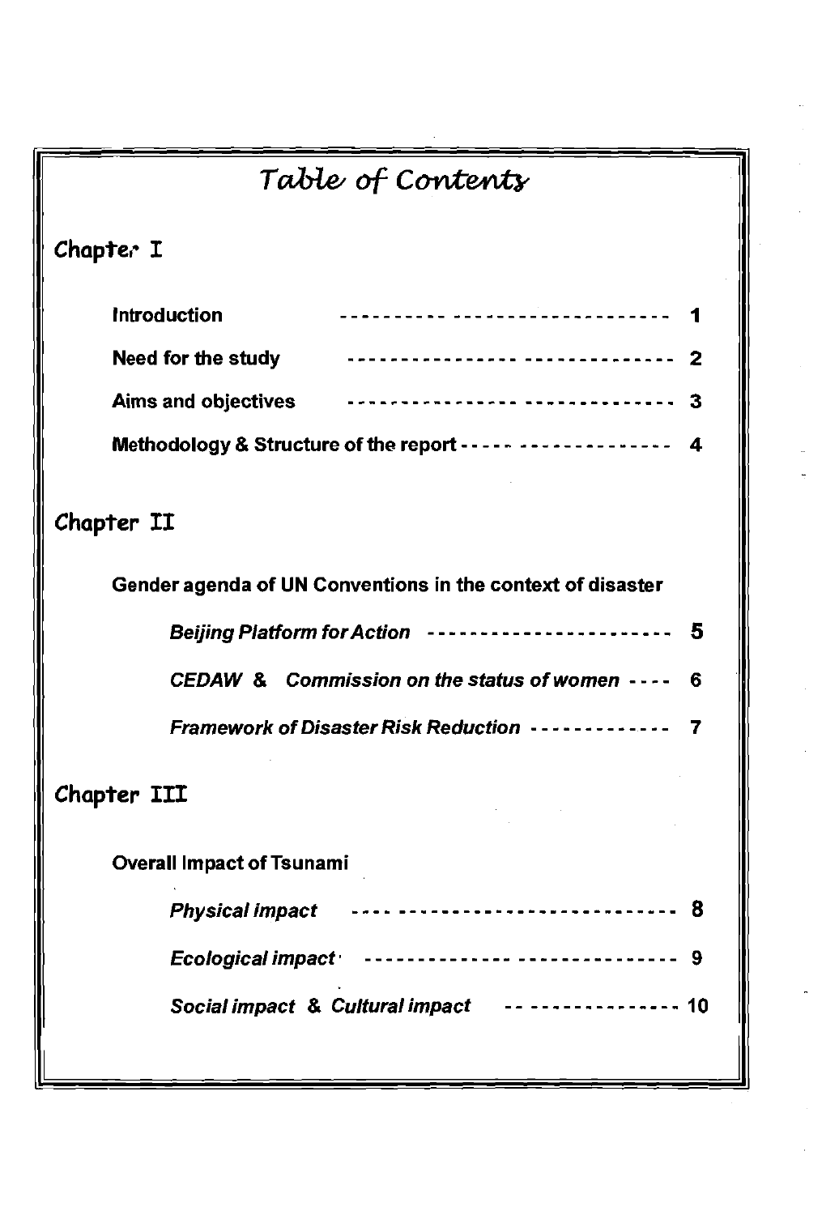# Table of Contents

## Chapter I

| | |
|---|---|
| **Introduction** | **1** |
| **Need for the study** | **2** |
| **Aims and objectives** | **3** |
| **Methodology & Structure of the report** | **4** |

## Chapter II

**Gender agenda of UN Conventions in the context of disaster**

| | |
|---|---|
| ***Beijing Platform for Action*** | **5** |
| ***CEDAW & Commission on the status of women*** | **6** |
| ***Framework of Disaster Risk Reduction*** | **7** |

## Chapter III

**Overall Impact of Tsunami**

| | |
|---|---|
| ***Physical impact*** | **8** |
| ***Ecological impact*** | **9** |
| ***Social impact & Cultural impact*** | **10** |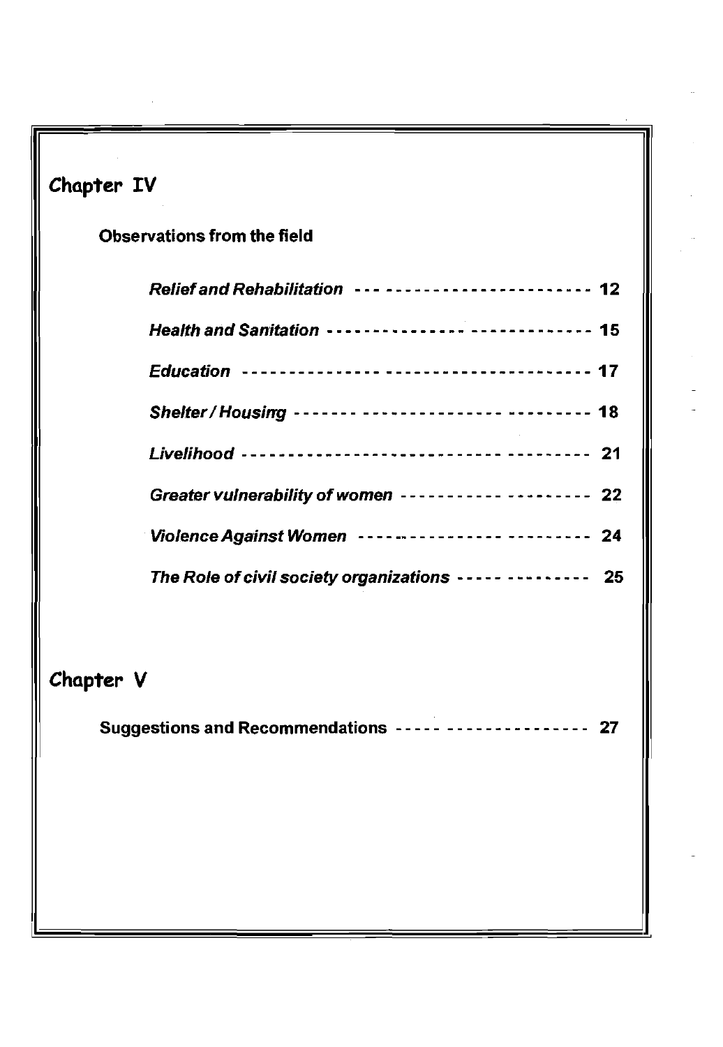## Chapter IV

**Observations from the field**

*Relief and Rehabilitation* ---------------------------- 12

*Health and Sanitation* ---------------------------- 15

*Education* ---------------------------- 17

*Shelter / Housing* ---------------------------- 18

*Livelihood* ---------------------------- 21

*Greater vulnerability of women* ---------------------------- 22

*Violence Against Women* ---------------------------- 24

*The Role of civil society organizations* ---------------------------- 25

## Chapter V

**Suggestions and Recommendations** ---------------------------- 27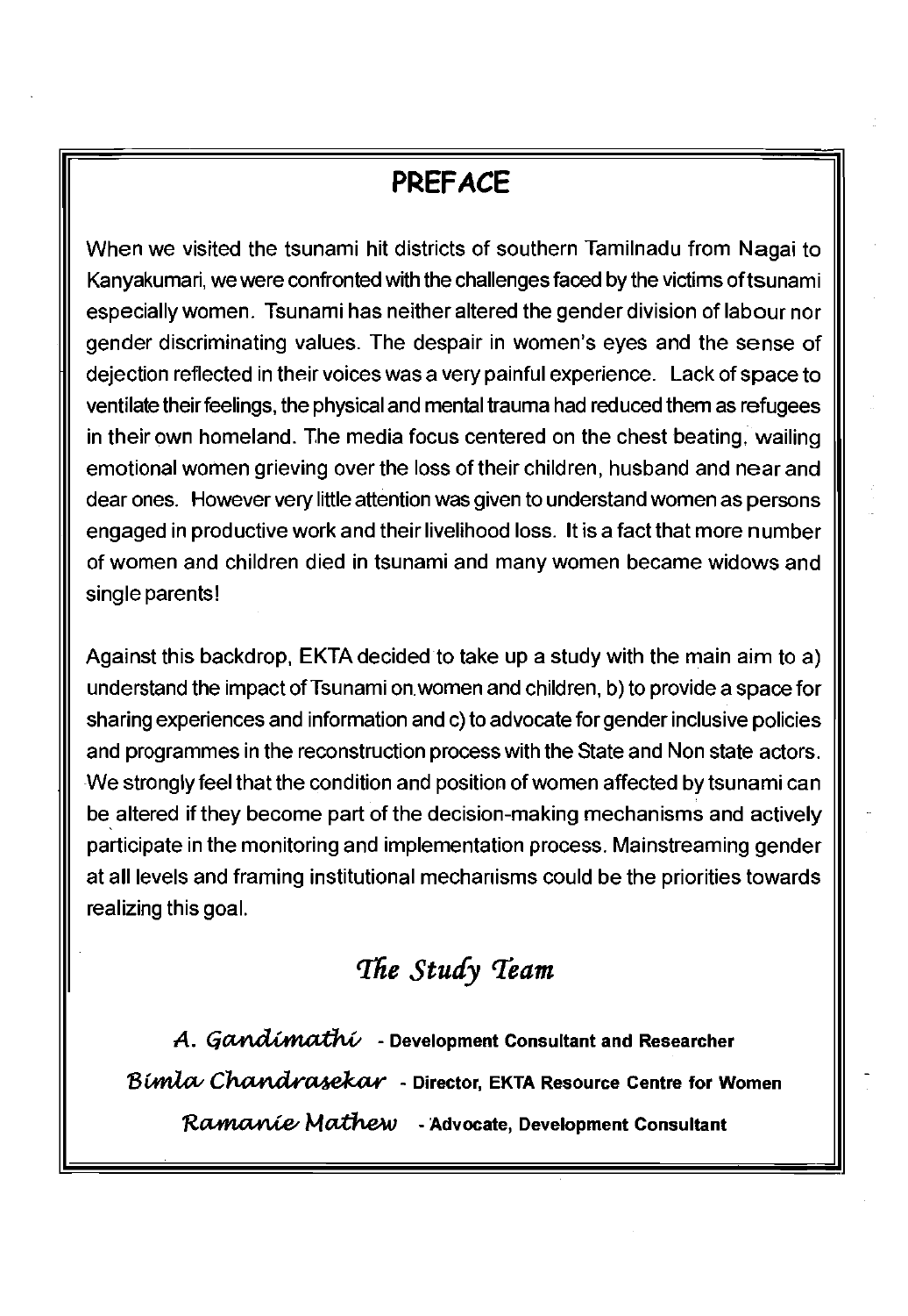# PREFACE

When we visited the tsunami hit districts of southern Tamilnadu from Nagai to Kanyakumari, we were confronted with the challenges faced by the victims of tsunami especially women. Tsunami has neither altered the gender division of labour nor gender discriminating values. The despair in women's eyes and the sense of dejection reflected in their voices was a very painful experience. Lack of space to ventilate their feelings, the physical and mental trauma had reduced them as refugees in their own homeland. The media focus centered on the chest beating, wailing emotional women grieving over the loss of their children, husband and near and dear ones. However very little attention was given to understand women as persons engaged in productive work and their livelihood loss. It is a fact that more number of women and children died in tsunami and many women became widows and single parents!

Against this backdrop, EKTA decided to take up a study with the main aim to a) understand the impact of Tsunami on women and children, b) to provide a space for sharing experiences and information and c) to advocate for gender inclusive policies and programmes in the reconstruction process with the State and Non state actors. We strongly feel that the condition and position of women affected by tsunami can be altered if they become part of the decision-making mechanisms and actively participate in the monitoring and implementation process. Mainstreaming gender at all levels and framing institutional mechanisms could be the priorities towards realizing this goal.

## *The Study Team*

*A. Gandimathi* - **Development Consultant and Researcher**

*Bimla Chandrasekar* - **Director, EKTA Resource Centre for Women**

*Ramanie Mathew* - **Advocate, Development Consultant**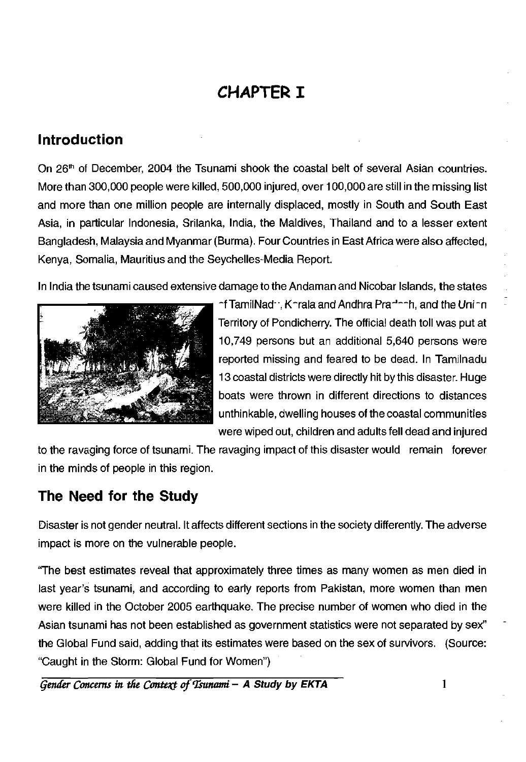# CHAPTER I

## Introduction

On 26th of December, 2004 the Tsunami shook the coastal belt of several Asian countries. More than 300,000 people were killed, 500,000 injured, over 100,000 are still in the missing list and more than one million people are internally displaced, mostly in South and South East Asia, in particular Indonesia, Srilanka, India, the Maldives, Thailand and to a lesser extent Bangladesh, Malaysia and Myanmar (Burma). Four Countries in East Africa were also affected, Kenya, Somalia, Mauritius and the Seychelles-Media Report.

In India the tsunami caused extensive damage to the Andaman and Nicobar Islands, the states of TamilNadu, Kerala and Andhra Pradesh, and the Union Territory of Pondicherry. The official death toll was put at 10,749 persons but an additional 5,640 persons were reported missing and feared to be dead. In Tamilnadu 13 coastal districts were directly hit by this disaster. Huge boats were thrown in different directions to distances unthinkable, dwelling houses of the coastal communities were wiped out, children and adults fell dead and injured to the ravaging force of tsunami. The ravaging impact of this disaster would remain forever in the minds of people in this region.

## The Need for the Study

Disaster is not gender neutral. It affects different sections in the society differently. The adverse impact is more on the vulnerable people.

"The best estimates reveal that approximately three times as many women as men died in last year's tsunami, and according to early reports from Pakistan, more women than men were killed in the October 2005 earthquake. The precise number of women who died in the Asian tsunami has not been established as government statistics were not separated by sex" the Global Fund said, adding that its estimates were based on the sex of survivors. (Source: "Caught in the Storm: Global Fund for Women")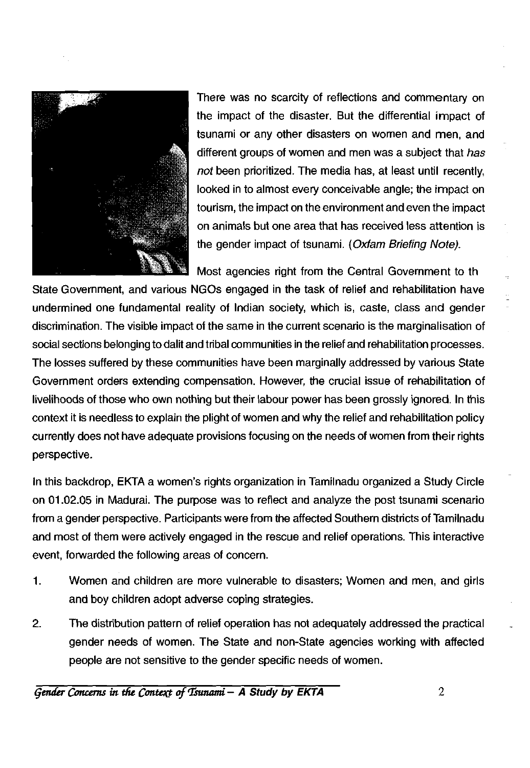There was no scarcity of reflections and commentary on the impact of the disaster. But the differential impact of tsunami or any other disasters on women and men, and different groups of women and men was a subject that *has not* been prioritized. The media has, at least until recently, looked in to almost every conceivable angle; the impact on tourism, the impact on the environment and even the impact on animals but one area that has received less attention is the gender impact of tsunami. (*Oxfam Briefing Note).*

Most agencies right from the Central Government to th State Government, and various NGOs engaged in the task of relief and rehabilitation have undermined one fundamental reality of Indian society, which is, caste, class and gender discrimination. The visible impact of the same in the current scenario is the marginalisation of social sections belonging to dalit and tribal communities in the relief and rehabilitation processes. The losses suffered by these communities have been marginally addressed by various State Government orders extending compensation. However, the crucial issue of rehabilitation of livelihoods of those who own nothing but their labour power has been grossly ignored. In this context it is needless to explain the plight of women and why the relief and rehabilitation policy currently does not have adequate provisions focusing on the needs of women from their rights perspective.

In this backdrop, EKTA a women's rights organization in Tamilnadu organized a Study Circle on 01.02.05 in Madurai. The purpose was to reflect and analyze the post tsunami scenario from a gender perspective. Participants were from the affected Southern districts of Tamilnadu and most of them were actively engaged in the rescue and relief operations. This interactive event, forwarded the following areas of concern.

1. Women and children are more vulnerable to disasters; Women and men, and girls and boy children adopt adverse coping strategies.

2. The distribution pattern of relief operation has not adequately addressed the practical gender needs of women. The State and non-State agencies working with affected people are not sensitive to the gender specific needs of women.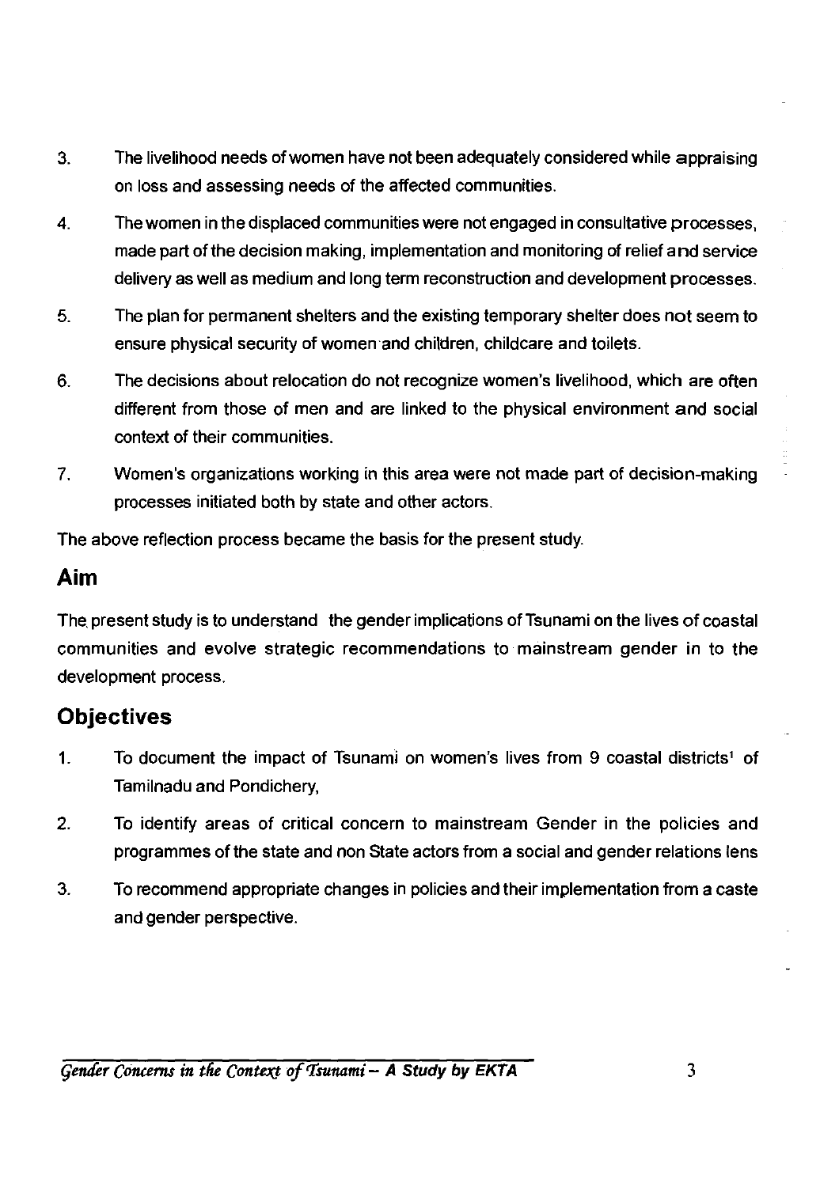3. The livelihood needs of women have not been adequately considered while appraising on loss and assessing needs of the affected communities.

4. The women in the displaced communities were not engaged in consultative processes, made part of the decision making, implementation and monitoring of relief and service delivery as well as medium and long term reconstruction and development processes.

5. The plan for permanent shelters and the existing temporary shelter does not seem to ensure physical security of women and children, childcare and toilets.

6. The decisions about relocation do not recognize women's livelihood, which are often different from those of men and are linked to the physical environment and social context of their communities.

7. Women's organizations working in this area were not made part of decision-making processes initiated both by state and other actors.

The above reflection process became the basis for the present study.

## Aim

The present study is to understand the gender implications of Tsunami on the lives of coastal communities and evolve strategic recommendations to mainstream gender in to the development process.

## Objectives

1. To document the impact of Tsunami on women's lives from 9 coastal districts[1] of Tamilnadu and Pondichery,

2. To identify areas of critical concern to mainstream Gender in the policies and programmes of the state and non State actors from a social and gender relations lens

3. To recommend appropriate changes in policies and their implementation from a caste and gender perspective.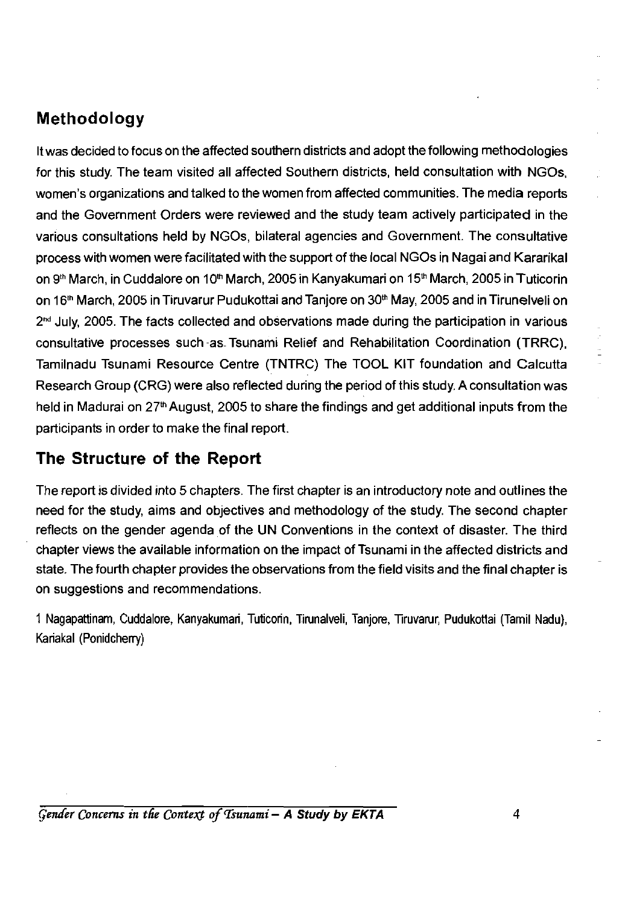## Methodology

It was decided to focus on the affected southern districts and adopt the following methodologies for this study. The team visited all affected Southern districts, held consultation with NGOs, women's organizations and talked to the women from affected communities. The media reports and the Government Orders were reviewed and the study team actively participated in the various consultations held by NGOs, bilateral agencies and Government. The consultative process with women were facilitated with the support of the local NGOs in Nagai and Kararikal on 9th March, in Cuddalore on 10th March, 2005 in Kanyakumari on 15th March, 2005 in Tuticorin on 16th March, 2005 in Tiruvarur Pudukottai and Tanjore on 30th May, 2005 and in Tirunelveli on 2nd July, 2005. The facts collected and observations made during the participation in various consultative processes such as Tsunami Relief and Rehabilitation Coordination (TRRC), Tamilnadu Tsunami Resource Centre (TNTRC) The TOOL KIT foundation and Calcutta Research Group (CRG) were also reflected during the period of this study. A consultation was held in Madurai on 27th August, 2005 to share the findings and get additional inputs from the participants in order to make the final report.

## The Structure of the Report

The report is divided into 5 chapters. The first chapter is an introductory note and outlines the need for the study, aims and objectives and methodology of the study. The second chapter reflects on the gender agenda of the UN Conventions in the context of disaster. The third chapter views the available information on the impact of Tsunami in the affected districts and state. The fourth chapter provides the observations from the field visits and the final chapter is on suggestions and recommendations.

1 Nagapattinam, Cuddalore, Kanyakumari, Tuticorin, Tirunalveli, Tanjore, Tiruvarur, Pudukottai (Tamil Nadu), Kariakal (Ponidcherry)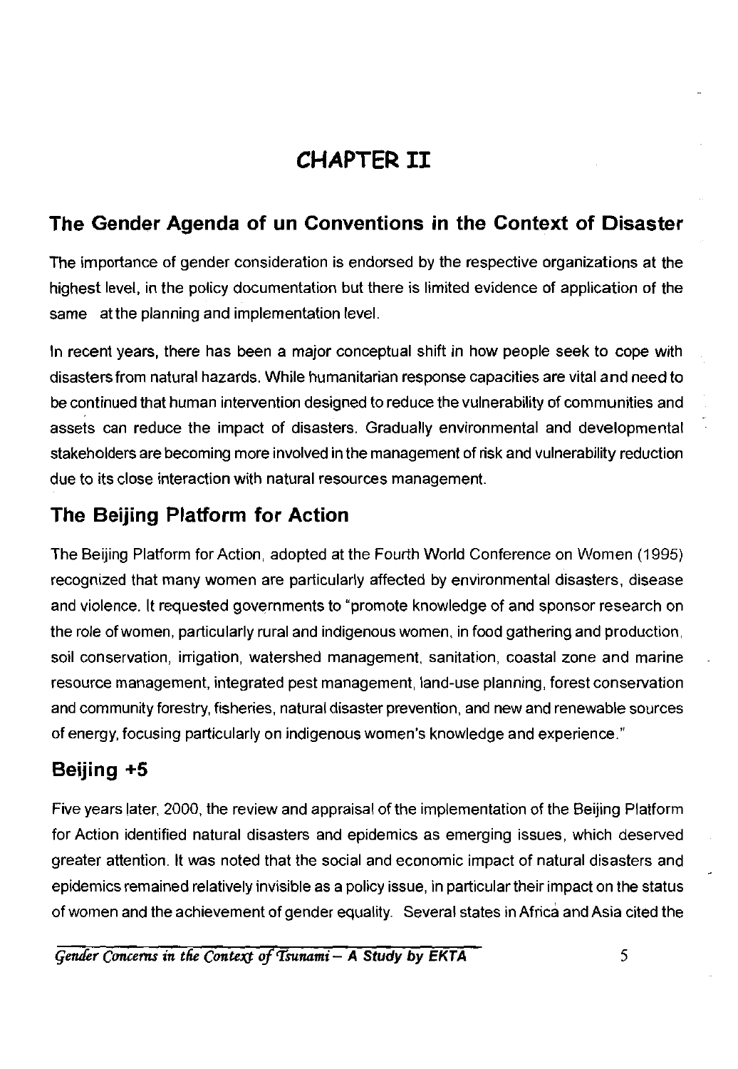# CHAPTER II

## The Gender Agenda of un Conventions in the Context of Disaster

The importance of gender consideration is endorsed by the respective organizations at the highest level, in the policy documentation but there is limited evidence of application of the same at the planning and implementation level.

In recent years, there has been a major conceptual shift in how people seek to cope with disasters from natural hazards. While humanitarian response capacities are vital and need to be continued that human intervention designed to reduce the vulnerability of communities and assets can reduce the impact of disasters. Gradually environmental and developmental stakeholders are becoming more involved in the management of risk and vulnerability reduction due to its close interaction with natural resources management.

## The Beijing Platform for Action

The Beijing Platform for Action, adopted at the Fourth World Conference on Women (1995) recognized that many women are particularly affected by environmental disasters, disease and violence. It requested governments to "promote knowledge of and sponsor research on the role of women, particularly rural and indigenous women, in food gathering and production, soil conservation, irrigation, watershed management, sanitation, coastal zone and marine resource management, integrated pest management, land-use planning, forest conservation and community forestry, fisheries, natural disaster prevention, and new and renewable sources of energy, focusing particularly on indigenous women's knowledge and experience."

## Beijing +5

Five years later, 2000, the review and appraisal of the implementation of the Beijing Platform for Action identified natural disasters and epidemics as emerging issues, which deserved greater attention. It was noted that the social and economic impact of natural disasters and epidemics remained relatively invisible as a policy issue, in particular their impact on the status of women and the achievement of gender equality. Several states in Africa and Asia cited the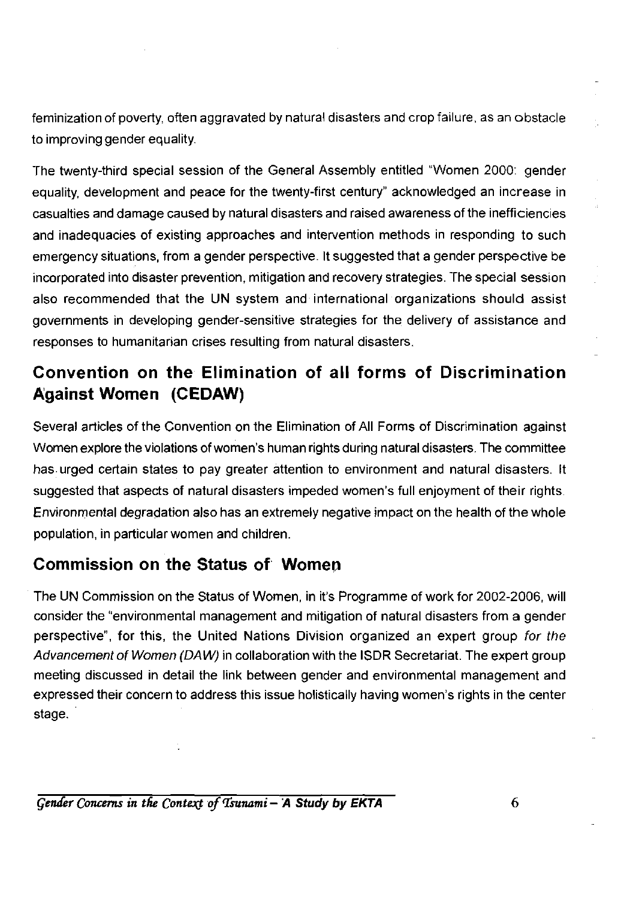feminization of poverty, often aggravated by natural disasters and crop failure, as an obstacle to improving gender equality.

The twenty-third special session of the General Assembly entitled "Women 2000: gender equality, development and peace for the twenty-first century" acknowledged an increase in casualties and damage caused by natural disasters and raised awareness of the inefficiencies and inadequacies of existing approaches and intervention methods in responding to such emergency situations, from a gender perspective. It suggested that a gender perspective be incorporated into disaster prevention, mitigation and recovery strategies. The special session also recommended that the UN system and international organizations should assist governments in developing gender-sensitive strategies for the delivery of assistance and responses to humanitarian crises resulting from natural disasters.

## Convention on the Elimination of all forms of Discrimination Against Women (CEDAW)

Several articles of the Convention on the Elimination of All Forms of Discrimination against Women explore the violations of women's human rights during natural disasters. The committee has urged certain states to pay greater attention to environment and natural disasters. It suggested that aspects of natural disasters impeded women's full enjoyment of their rights. Environmental degradation also has an extremely negative impact on the health of the whole population, in particular women and children.

## Commission on the Status of Women

The UN Commission on the Status of Women, in it's Programme of work for 2002-2006, will consider the "environmental management and mitigation of natural disasters from a gender perspective", for this, the United Nations Division organized an expert group *for the Advancement of Women (DAW)* in collaboration with the ISDR Secretariat. The expert group meeting discussed in detail the link between gender and environmental management and expressed their concern to address this issue holistically having women's rights in the center stage.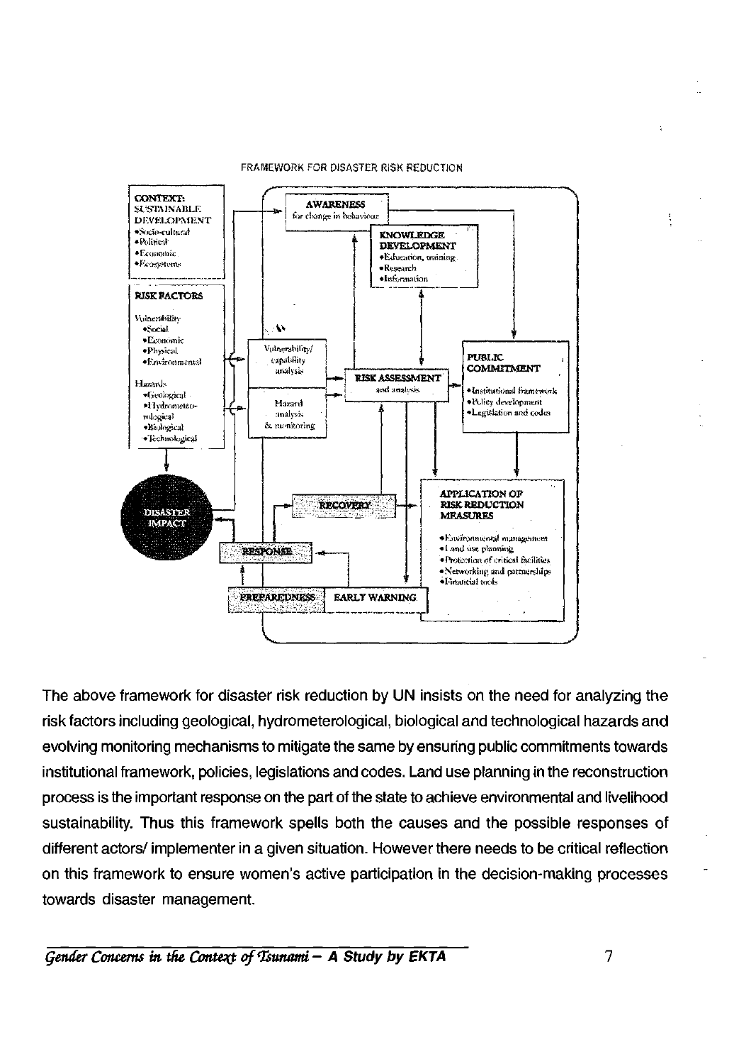FRAMEWORK FOR DISASTER RISK REDUCTION

**CONTEXT: SUSTAINABLE DEVELOPMENT**
- Socio-cultural
- Political
- Economic
- Ecosystems

**RISK FACTORS**

Vulnerability
- Social
- Economic
- Physical
- Environmental

Hazards
- Geological
- Hydrometeorological
- Biological
- Technological

**AWARENESS** for change in behaviour

**KNOWLEDGE DEVELOPMENT**
- Education, training
- Research
- Information

Vulnerability/ capability analysis

Hazard analysis & monitoring

**RISK ASSESSMENT** and analysis

**PUBLIC COMMITMENT**
- Institutional framework
- Policy development
- Legislation and codes

**DISASTER IMPACT**

**RECOVERY**

**RESPONSE**

**APPLICATION OF RISK REDUCTION MEASURES**
- Environmental management
- Land use planning
- Protection of critical facilities
- Networking and partnerships
- Financial tools

**PREPAREDNESS**

**EARLY WARNING**

The above framework for disaster risk reduction by UN insists on the need for analyzing the risk factors including geological, hydrometerological, biological and technological hazards and evolving monitoring mechanisms to mitigate the same by ensuring public commitments towards institutional framework, policies, legislations and codes. Land use planning in the reconstruction process is the important response on the part of the state to achieve environmental and livelihood sustainability. Thus this framework spells both the causes and the possible responses of different actors/ implementer in a given situation. However there needs to be critical reflection on this framework to ensure women's active participation in the decision-making processes towards disaster management.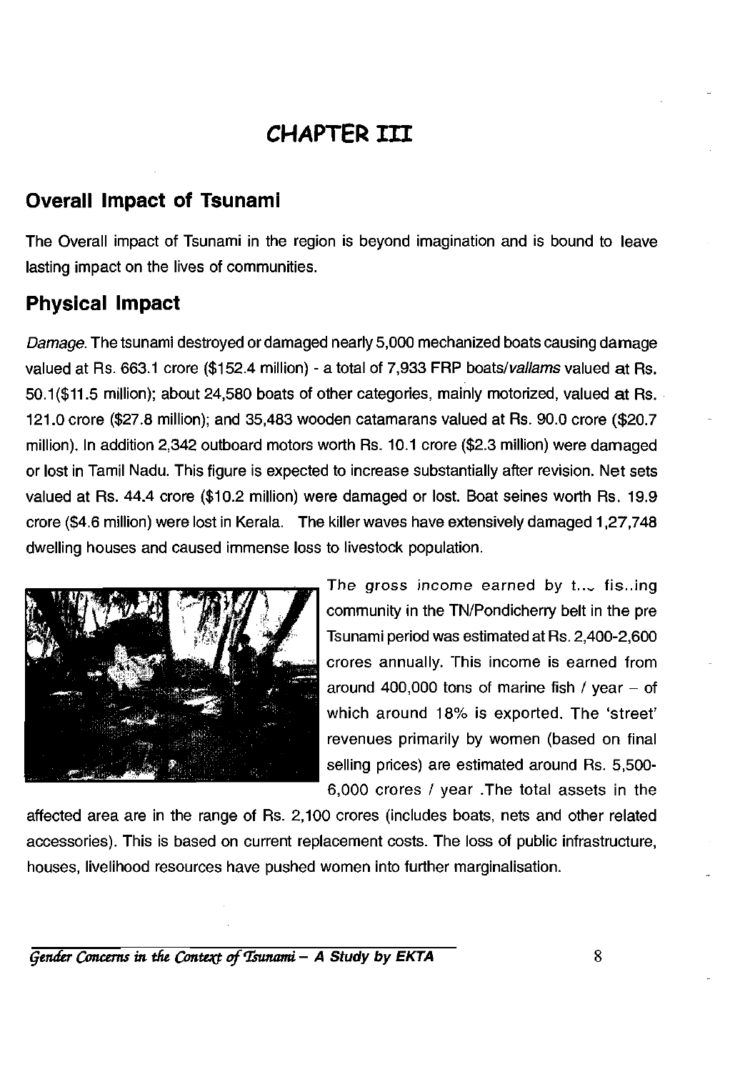# CHAPTER III

## Overall Impact of Tsunami

The Overall impact of Tsunami in the region is beyond imagination and is bound to leave lasting impact on the lives of communities.

## Physical Impact

*Damage.* The tsunami destroyed or damaged nearly 5,000 mechanized boats causing damage valued at Rs. 663.1 crore ($152.4 million) - a total of 7,933 FRP boats/*vallams* valued at Rs. 50.1($11.5 million); about 24,580 boats of other categories, mainly motorized, valued at Rs. 121.0 crore ($27.8 million); and 35,483 wooden catamarans valued at Rs. 90.0 crore ($20.7 million). In addition 2,342 outboard motors worth Rs. 10.1 crore ($2.3 million) were damaged or lost in Tamil Nadu. This figure is expected to increase substantially after revision. Net sets valued at Rs. 44.4 crore ($10.2 million) were damaged or lost. Boat seines worth Rs. 19.9 crore ($4.6 million) were lost in Kerala. The killer waves have extensively damaged 1,27,748 dwelling houses and caused immense loss to livestock population.

The gross income earned by the fishing community in the TN/Pondicherry belt in the pre Tsunami period was estimated at Rs. 2,400-2,600 crores annually. This income is earned from around 400,000 tons of marine fish / year – of which around 18% is exported. The 'street' revenues primarily by women (based on final selling prices) are estimated around Rs. 5,500-6,000 crores / year .The total assets in the affected area are in the range of Rs. 2,100 crores (includes boats, nets and other related accessories). This is based on current replacement costs. The loss of public infrastructure, houses, livelihood resources have pushed women into further marginalisation.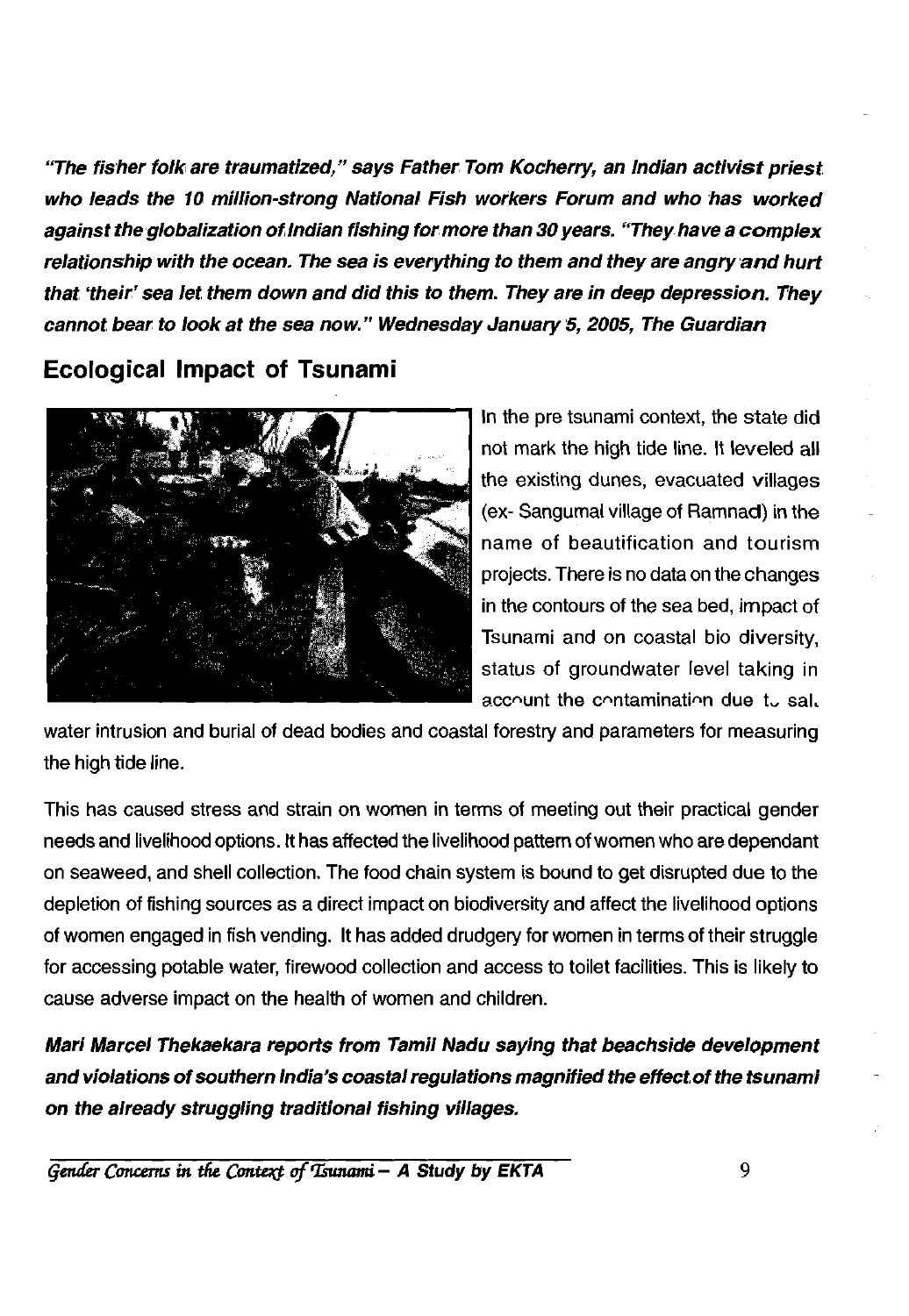***"The fisher folk are traumatized," says Father Tom Kocherry, an Indian activist priest who leads the 10 million-strong National Fish workers Forum and who has worked against the globalization of Indian fishing for more than 30 years. "They have a complex relationship with the ocean. The sea is everything to them and they are angry and hurt that 'their' sea let them down and did this to them. They are in deep depression. They cannot bear to look at the sea now." Wednesday January 5, 2005, The Guardian***

## Ecological Impact of Tsunami

In the pre tsunami context, the state did not mark the high tide line. It leveled all the existing dunes, evacuated villages (ex- Sangumal village of Ramnad) in the name of beautification and tourism projects. There is no data on the changes in the contours of the sea bed, impact of Tsunami and on coastal bio diversity, status of groundwater level taking in account the contamination due to salt water intrusion and burial of dead bodies and coastal forestry and parameters for measuring the high tide line.

This has caused stress and strain on women in terms of meeting out their practical gender needs and livelihood options. It has affected the livelihood pattern of women who are dependant on seaweed, and shell collection. The food chain system is bound to get disrupted due to the depletion of fishing sources as a direct impact on biodiversity and affect the livelihood options of women engaged in fish vending. It has added drudgery for women in terms of their struggle for accessing potable water, firewood collection and access to toilet facilities. This is likely to cause adverse impact on the health of women and children.

***Mari Marcel Thekaekara reports from Tamil Nadu saying that beachside development and violations of southern India's coastal regulations magnified the effect of the tsunami on the already struggling traditional fishing villages.***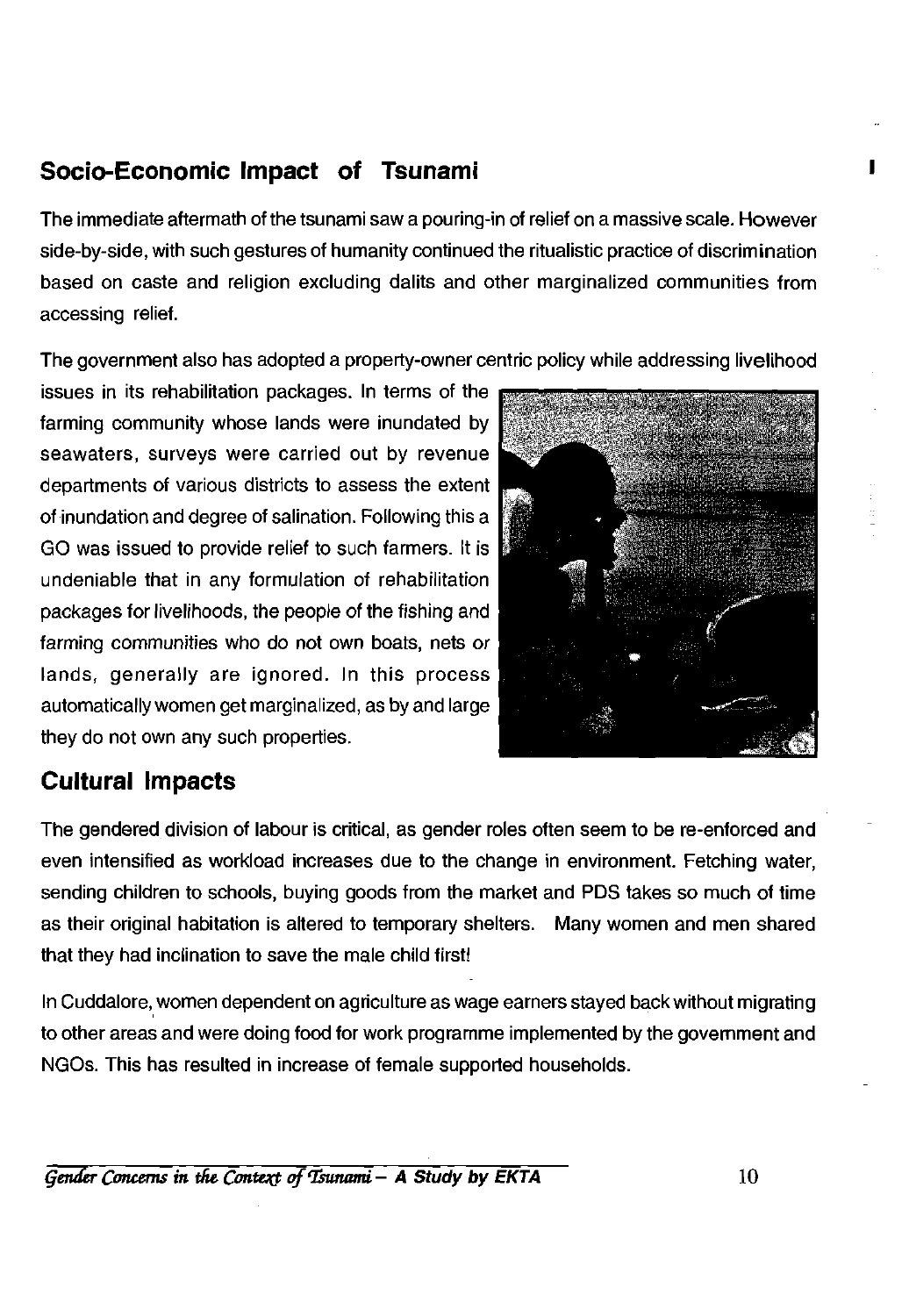## Socio-Economic Impact of Tsunami

The immediate aftermath of the tsunami saw a pouring-in of relief on a massive scale. However side-by-side, with such gestures of humanity continued the ritualistic practice of discrimination based on caste and religion excluding dalits and other marginalized communities from accessing relief.

The government also has adopted a property-owner centric policy while addressing livelihood issues in its rehabilitation packages. In terms of the farming community whose lands were inundated by seawaters, surveys were carried out by revenue departments of various districts to assess the extent of inundation and degree of salination. Following this a GO was issued to provide relief to such farmers. It is undeniable that in any formulation of rehabilitation packages for livelihoods, the people of the fishing and farming communities who do not own boats, nets or lands, generally are ignored. In this process automatically women get marginalized, as by and large they do not own any such properties.

## Cultural Impacts

The gendered division of labour is critical, as gender roles often seem to be re-enforced and even intensified as workload increases due to the change in environment. Fetching water, sending children to schools, buying goods from the market and PDS takes so much of time as their original habitation is altered to temporary shelters. Many women and men shared that they had inclination to save the male child first!

In Cuddalore, women dependent on agriculture as wage earners stayed back without migrating to other areas and were doing food for work programme implemented by the government and NGOs. This has resulted in increase of female supported households.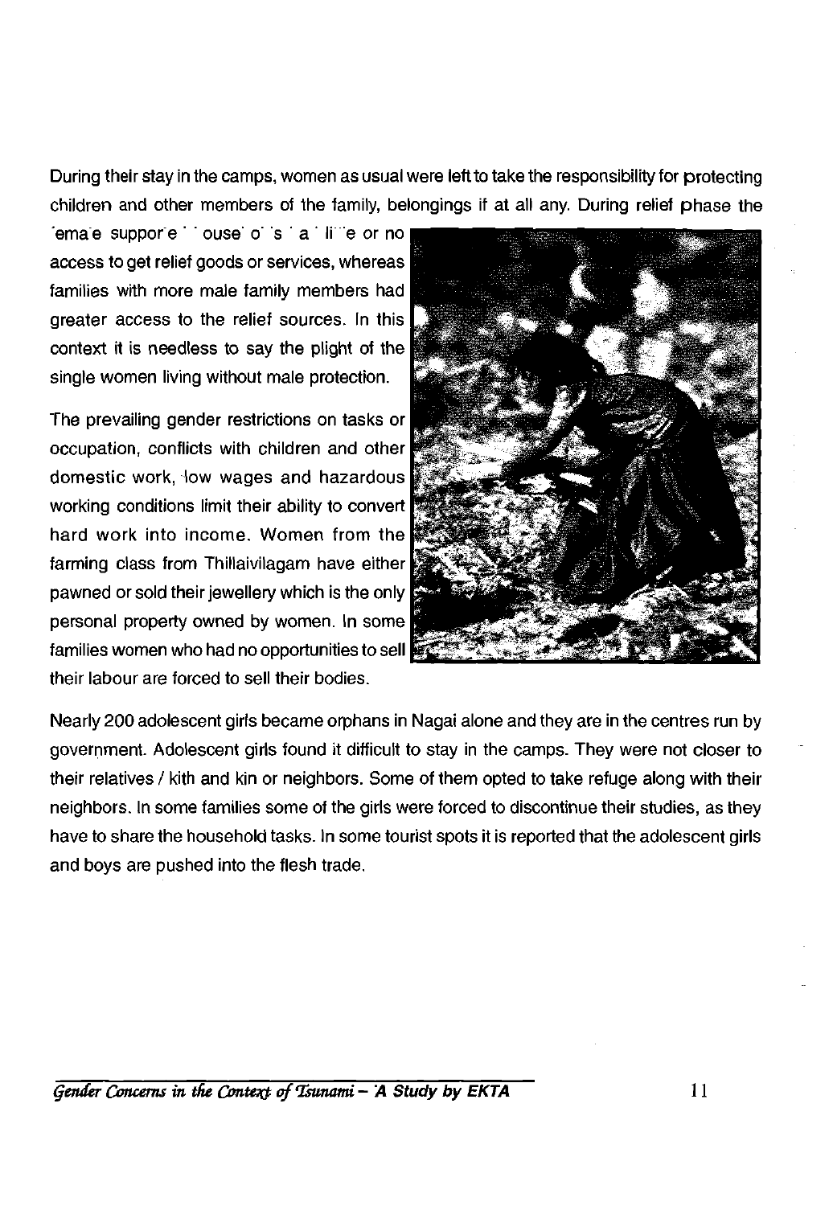During their stay in the camps, women as usual were left to take the responsibility for protecting children and other members of the family, belongings if at all any. During relief phase the 'ema'e suppor'e ' ' ouse' o' 's ' a ' li ''e or no access to get relief goods or services, whereas families with more male family members had greater access to the relief sources. In this context it is needless to say the plight of the single women living without male protection.

The prevailing gender restrictions on tasks or occupation, conflicts with children and other domestic work, low wages and hazardous working conditions limit their ability to convert hard work into income. Women from the farming class from Thillaivilagam have either pawned or sold their jewellery which is the only personal property owned by women. In some families women who had no opportunities to sell their labour are forced to sell their bodies.

Nearly 200 adolescent girls became orphans in Nagai alone and they are in the centres run by government. Adolescent girls found it difficult to stay in the camps. They were not closer to their relatives / kith and kin or neighbors. Some of them opted to take refuge along with their neighbors. In some families some of the girls were forced to discontinue their studies, as they have to share the household tasks. In some tourist spots it is reported that the adolescent girls and boys are pushed into the flesh trade.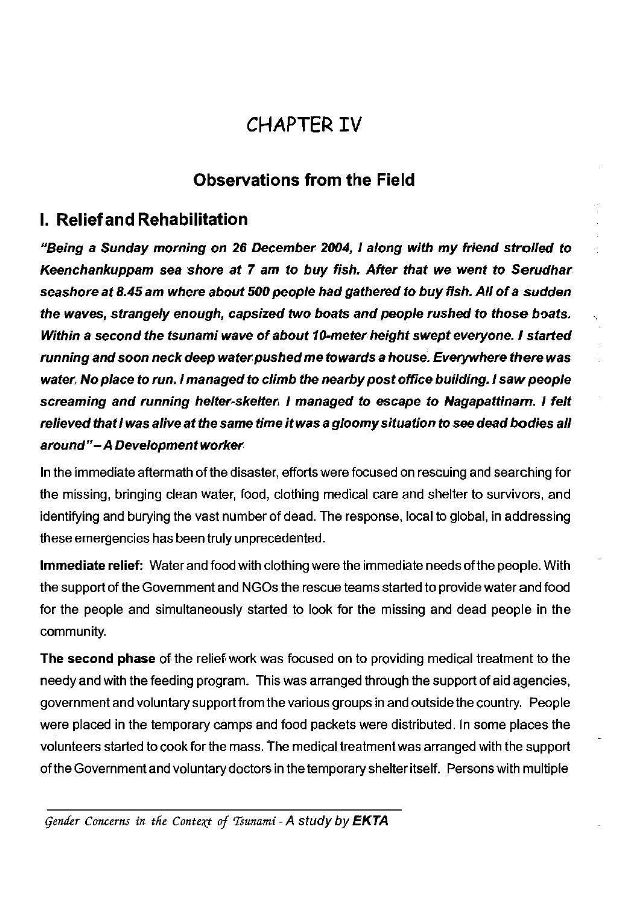# CHAPTER IV

## Observations from the Field

## I. Relief and Rehabilitation

***"Being a Sunday morning on 26 December 2004, I along with my friend strolled to Keenchankuppam sea shore at 7 am to buy fish. After that we went to Serudhar seashore at 8.45 am where about 500 people had gathered to buy fish. All of a sudden the waves, strangely enough, capsized two boats and people rushed to those boats. Within a second the tsunami wave of about 10-meter height swept everyone. I started running and soon neck deep water pushed me towards a house. Everywhere there was water. No place to run. I managed to climb the nearby post office building. I saw people screaming and running helter-skelter. I managed to escape to Nagapattinam. I felt relieved that I was alive at the same time it was a gloomy situation to see dead bodies all around" – A Development worker***

In the immediate aftermath of the disaster, efforts were focused on rescuing and searching for the missing, bringing clean water, food, clothing medical care and shelter to survivors, and identifying and burying the vast number of dead. The response, local to global, in addressing these emergencies has been truly unprecedented.

**Immediate relief:** Water and food with clothing were the immediate needs of the people. With the support of the Government and NGOs the rescue teams started to provide water and food for the people and simultaneously started to look for the missing and dead people in the community.

**The second phase** of the relief work was focused on to providing medical treatment to the needy and with the feeding program. This was arranged through the support of aid agencies, government and voluntary support from the various groups in and outside the country. People were placed in the temporary camps and food packets were distributed. In some places the volunteers started to cook for the mass. The medical treatment was arranged with the support of the Government and voluntary doctors in the temporary shelter itself. Persons with multiple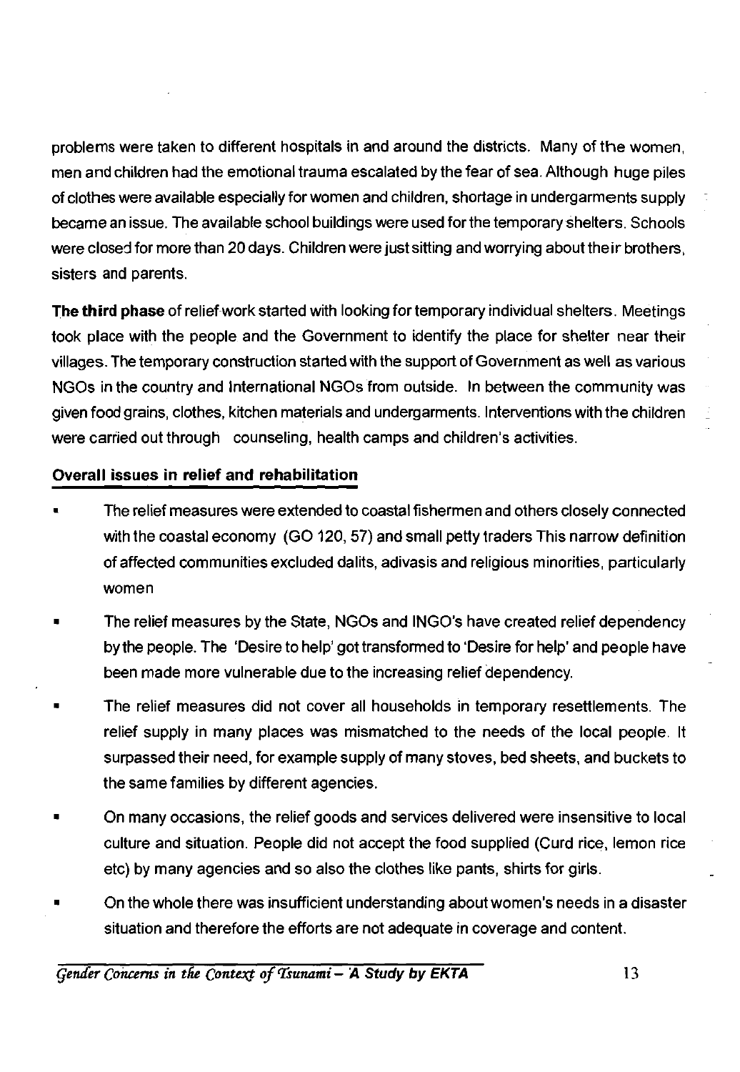problems were taken to different hospitals in and around the districts. Many of the women, men and children had the emotional trauma escalated by the fear of sea. Although huge piles of clothes were available especially for women and children, shortage in undergarments supply became an issue. The available school buildings were used for the temporary shelters. Schools were closed for more than 20 days. Children were just sitting and worrying about their brothers, sisters and parents.

**The third phase** of relief work started with looking for temporary individual shelters. Meetings took place with the people and the Government to identify the place for shelter near their villages. The temporary construction started with the support of Government as well as various NGOs in the country and International NGOs from outside. In between the community was given food grains, clothes, kitchen materials and undergarments. Interventions with the children were carried out through counseling, health camps and children's activities.

## Overall issues in relief and rehabilitation

- The relief measures were extended to coastal fishermen and others closely connected with the coastal economy (GO 120, 57) and small petty traders This narrow definition of affected communities excluded dalits, adivasis and religious minorities, particularly women
- The relief measures by the State, NGOs and INGO's have created relief dependency by the people. The 'Desire to help' got transformed to 'Desire for help' and people have been made more vulnerable due to the increasing relief dependency.
- The relief measures did not cover all households in temporary resettlements. The relief supply in many places was mismatched to the needs of the local people. It surpassed their need, for example supply of many stoves, bed sheets, and buckets to the same families by different agencies.
- On many occasions, the relief goods and services delivered were insensitive to local culture and situation. People did not accept the food supplied (Curd rice, lemon rice etc) by many agencies and so also the clothes like pants, shirts for girls.
- On the whole there was insufficient understanding about women's needs in a disaster situation and therefore the efforts are not adequate in coverage and content.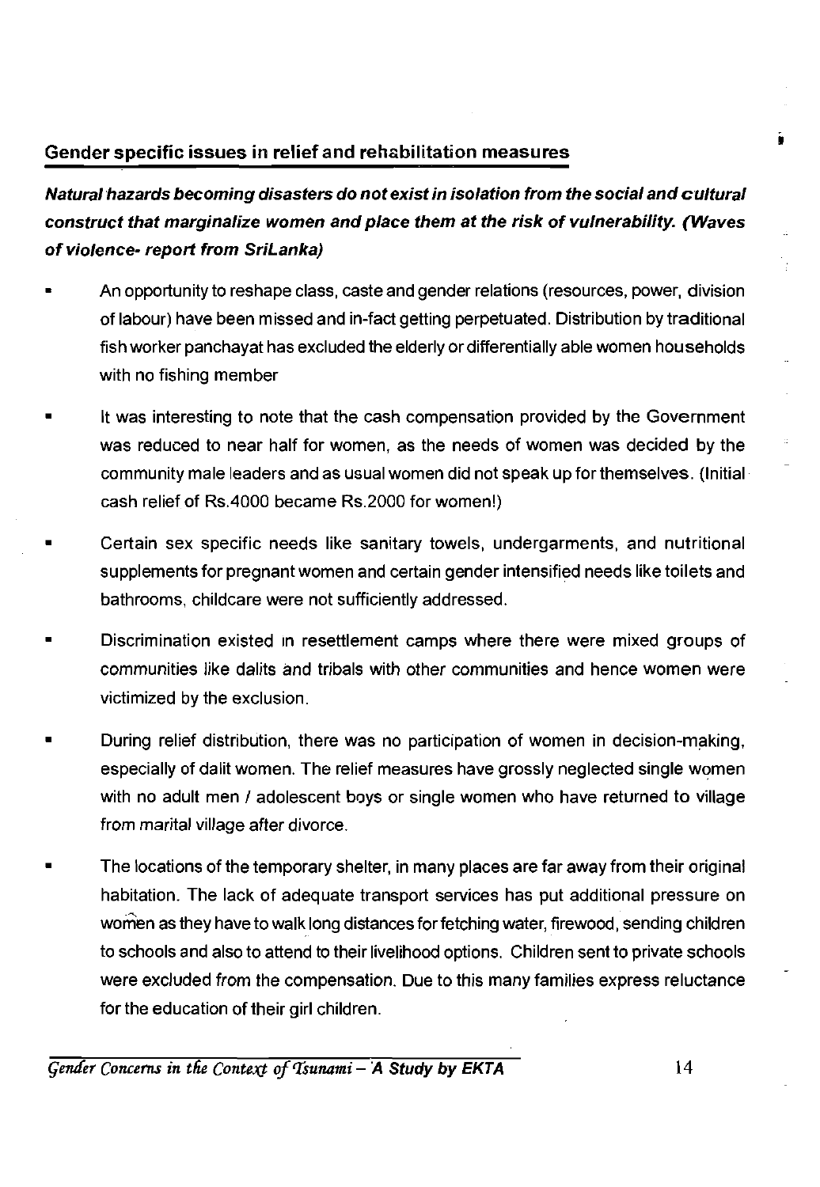## Gender specific issues in relief and rehabilitation measures

***Natural hazards becoming disasters do not exist in isolation from the social and cultural construct that marginalize women and place them at the risk of vulnerability. (Waves of violence- report from SriLanka)***

- An opportunity to reshape class, caste and gender relations (resources, power, division of labour) have been missed and in-fact getting perpetuated. Distribution by traditional fish worker panchayat has excluded the elderly or differentially able women households with no fishing member

- It was interesting to note that the cash compensation provided by the Government was reduced to near half for women, as the needs of women was decided by the community male leaders and as usual women did not speak up for themselves. (Initial cash relief of Rs.4000 became Rs.2000 for women!)

- Certain sex specific needs like sanitary towels, undergarments, and nutritional supplements for pregnant women and certain gender intensified needs like toilets and bathrooms, childcare were not sufficiently addressed.

- Discrimination existed in resettlement camps where there were mixed groups of communities like dalits and tribals with other communities and hence women were victimized by the exclusion.

- During relief distribution, there was no participation of women in decision-making, especially of dalit women. The relief measures have grossly neglected single women with no adult men / adolescent boys or single women who have returned to village from marital village after divorce.

- The locations of the temporary shelter, in many places are far away from their original habitation. The lack of adequate transport services has put additional pressure on women as they have to walk long distances for fetching water, firewood, sending children to schools and also to attend to their livelihood options. Children sent to private schools were excluded from the compensation. Due to this many families express reluctance for the education of their girl children.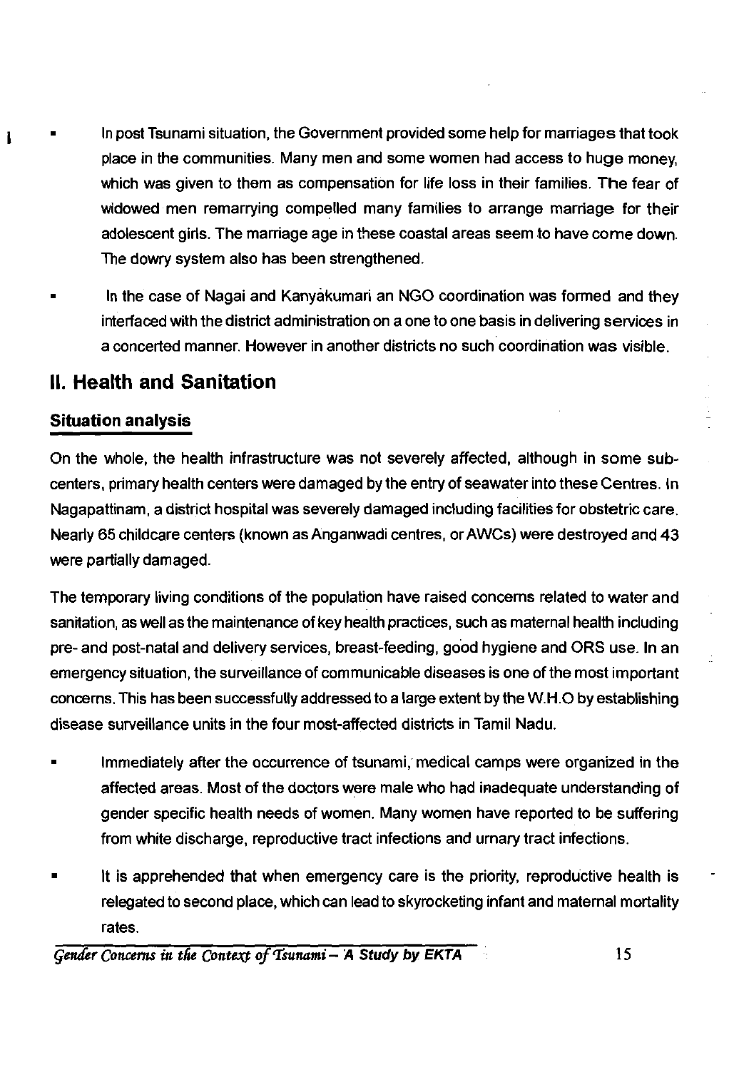- In post Tsunami situation, the Government provided some help for marriages that took place in the communities. Many men and some women had access to huge money, which was given to them as compensation for life loss in their families. The fear of widowed men remarrying compelled many families to arrange marriage for their adolescent girls. The marriage age in these coastal areas seem to have come down. The dowry system also has been strengthened.

- In the case of Nagai and Kanyakumari an NGO coordination was formed and they interfaced with the district administration on a one to one basis in delivering services in a concerted manner. However in another districts no such coordination was visible.

## II. Health and Sanitation

### Situation analysis

On the whole, the health infrastructure was not severely affected, although in some sub-centers, primary health centers were damaged by the entry of seawater into these Centres. In Nagapattinam, a district hospital was severely damaged including facilities for obstetric care. Nearly 65 childcare centers (known as Anganwadi centres, or AWCs) were destroyed and 43 were partially damaged.

The temporary living conditions of the population have raised concerns related to water and sanitation, as well as the maintenance of key health practices, such as maternal health including pre- and post-natal and delivery services, breast-feeding, good hygiene and ORS use. In an emergency situation, the surveillance of communicable diseases is one of the most important concerns. This has been successfully addressed to a large extent by the W.H.O by establishing disease surveillance units in the four most-affected districts in Tamil Nadu.

- Immediately after the occurrence of tsunami, medical camps were organized in the affected areas. Most of the doctors were male who had inadequate understanding of gender specific health needs of women. Many women have reported to be suffering from white discharge, reproductive tract infections and urnary tract infections.

- It is apprehended that when emergency care is the priority, reproductive health is relegated to second place, which can lead to skyrocketing infant and maternal mortality rates.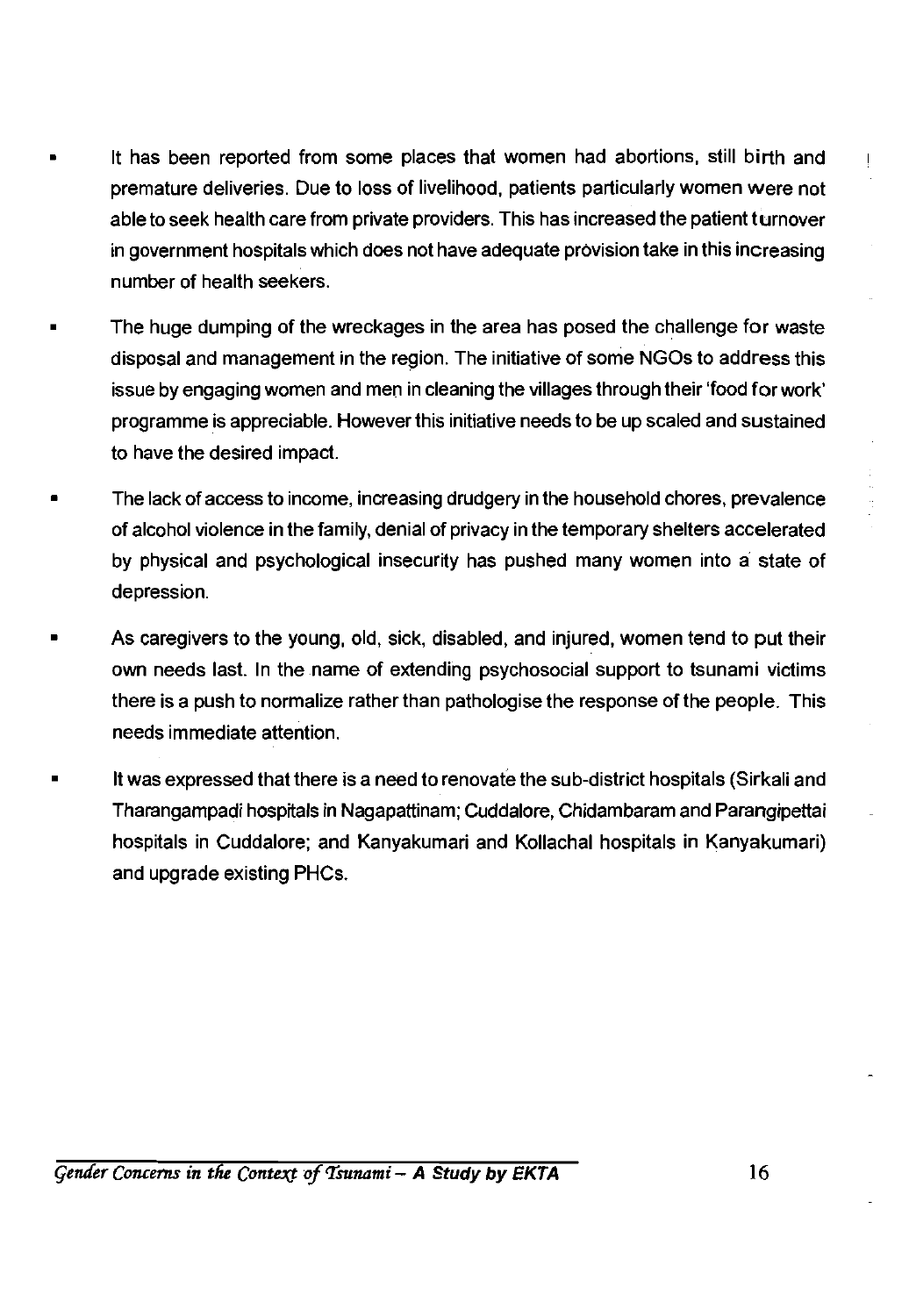- It has been reported from some places that women had abortions, still birth and premature deliveries. Due to loss of livelihood, patients particularly women were not able to seek health care from private providers. This has increased the patient turnover in government hospitals which does not have adequate provision take in this increasing number of health seekers.

- The huge dumping of the wreckages in the area has posed the challenge for waste disposal and management in the region. The initiative of some NGOs to address this issue by engaging women and men in cleaning the villages through their 'food for work' programme is appreciable. However this initiative needs to be up scaled and sustained to have the desired impact.

- The lack of access to income, increasing drudgery in the household chores, prevalence of alcohol violence in the family, denial of privacy in the temporary shelters accelerated by physical and psychological insecurity has pushed many women into a state of depression.

- As caregivers to the young, old, sick, disabled, and injured, women tend to put their own needs last. In the name of extending psychosocial support to tsunami victims there is a push to normalize rather than pathologise the response of the people. This needs immediate attention.

- It was expressed that there is a need to renovate the sub-district hospitals (Sirkali and Tharangampadi hospitals in Nagapattinam; Cuddalore, Chidambaram and Parangipettai hospitals in Cuddalore; and Kanyakumari and Kollachal hospitals in Kanyakumari) and upgrade existing PHCs.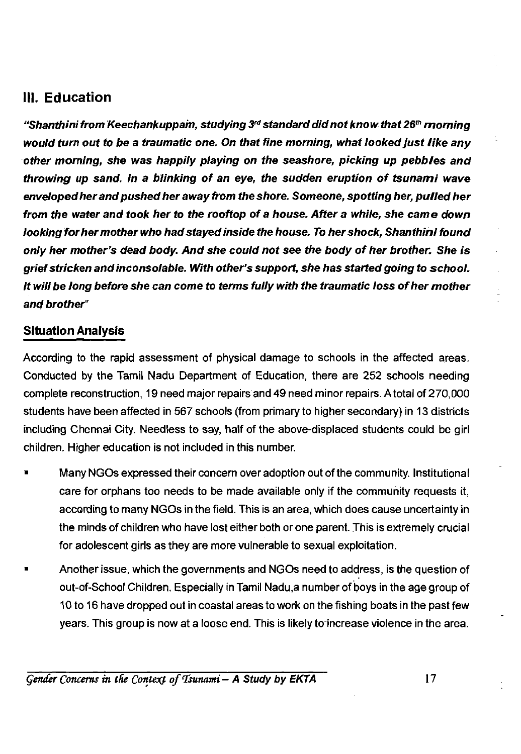## III. Education

***"Shanthini from Keechankuppam, studying 3rd standard did not know that 26th morning would turn out to be a traumatic one. On that fine morning, what looked just like any other morning, she was happily playing on the seashore, picking up pebbles and throwing up sand. In a blinking of an eye, the sudden eruption of tsunami wave enveloped her and pushed her away from the shore. Someone, spotting her, pulled her from the water and took her to the rooftop of a house. After a while, she came down looking for her mother who had stayed inside the house. To her shock, Shanthini found only her mother's dead body. And she could not see the body of her brother. She is grief stricken and inconsolable. With other's support, she has started going to school. It will be long before she can come to terms fully with the traumatic loss of her mother and brother"***

### Situation Analysis

According to the rapid assessment of physical damage to schools in the affected areas. Conducted by the Tamil Nadu Department of Education, there are 252 schools needing complete reconstruction, 19 need major repairs and 49 need minor repairs. A total of 270,000 students have been affected in 567 schools (from primary to higher secondary) in 13 districts including Chennai City. Needless to say, half of the above-displaced students could be girl children. Higher education is not included in this number.

- Many NGOs expressed their concern over adoption out of the community. Institutional care for orphans too needs to be made available only if the community requests it, according to many NGOs in the field. This is an area, which does cause uncertainty in the minds of children who have lost either both or one parent. This is extremely crucial for adolescent girls as they are more vulnerable to sexual exploitation.
- Another issue, which the governments and NGOs need to address, is the question of out-of-School Children. Especially in Tamil Nadu,a number of boys in the age group of 10 to 16 have dropped out in coastal areas to work on the fishing boats in the past few years. This group is now at a loose end. This is likely to increase violence in the area.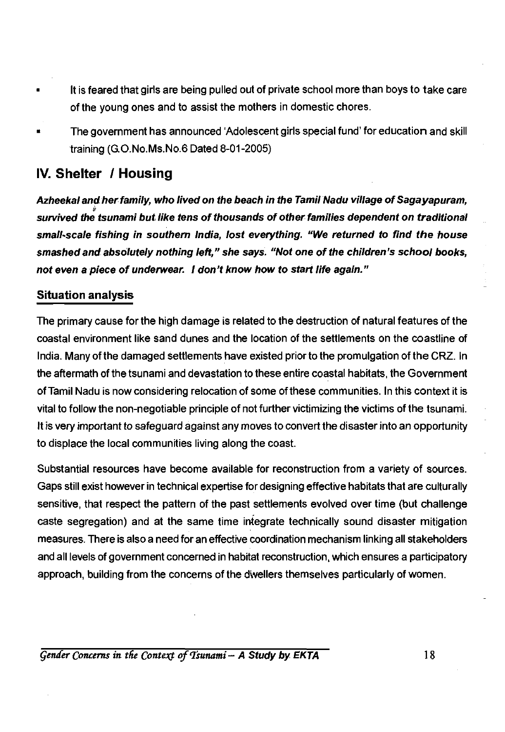- It is feared that girls are being pulled out of private school more than boys to take care of the young ones and to assist the mothers in domestic chores.
- The government has announced 'Adolescent girls special fund' for education and skill training (G.O.No.Ms.No.6 Dated 8-01-2005)

## IV. Shelter / Housing

***Azheekal and her family, who lived on the beach in the Tamil Nadu village of Sagayapuram, survived the tsunami but like tens of thousands of other families dependent on traditional small-scale fishing in southern India, lost everything. "We returned to find the house smashed and absolutely nothing left," she says. "Not one of the children's school books, not even a piece of underwear. I don't know how to start life again."***

### Situation analysis

The primary cause for the high damage is related to the destruction of natural features of the coastal environment like sand dunes and the location of the settlements on the coastline of India. Many of the damaged settlements have existed prior to the promulgation of the CRZ. In the aftermath of the tsunami and devastation to these entire coastal habitats, the Government of Tamil Nadu is now considering relocation of some of these communities. In this context it is vital to follow the non-negotiable principle of not further victimizing the victims of the tsunami. It is very important to safeguard against any moves to convert the disaster into an opportunity to displace the local communities living along the coast.

Substantial resources have become available for reconstruction from a variety of sources. Gaps still exist however in technical expertise for designing effective habitats that are culturally sensitive, that respect the pattern of the past settlements evolved over time (but challenge caste segregation) and at the same time integrate technically sound disaster mitigation measures. There is also a need for an effective coordination mechanism linking all stakeholders and all levels of government concerned in habitat reconstruction, which ensures a participatory approach, building from the concerns of the dwellers themselves particularly of women.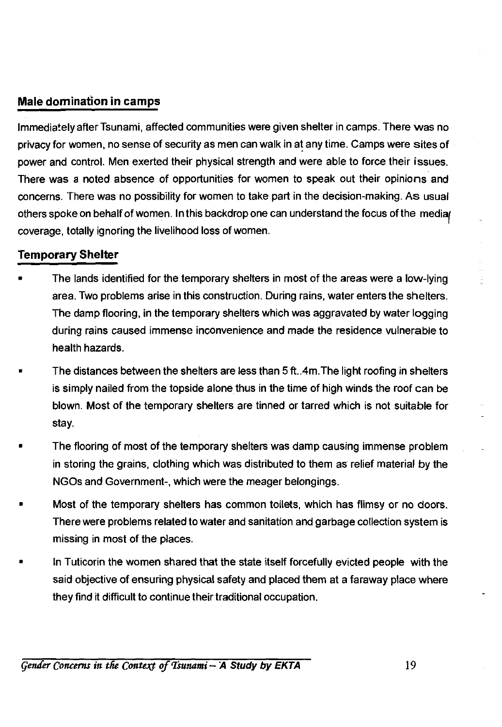## Male domination in camps

Immediately after Tsunami, affected communities were given shelter in camps. There was no privacy for women, no sense of security as men can walk in at any time. Camps were sites of power and control. Men exerted their physical strength and were able to force their issues. There was a noted absence of opportunities for women to speak out their opinions and concerns. There was no possibility for women to take part in the decision-making. As usual others spoke on behalf of women. In this backdrop one can understand the focus of the media coverage, totally ignoring the livelihood loss of women.

## Temporary Shelter

- The lands identified for the temporary shelters in most of the areas were a low-lying area. Two problems arise in this construction. During rains, water enters the shelters. The damp flooring, in the temporary shelters which was aggravated by water logging during rains caused immense inconvenience and made the residence vulnerable to health hazards.
- The distances between the shelters are less than 5 ft..4m.The light roofing in shelters is simply nailed from the topside alone thus in the time of high winds the roof can be blown. Most of the temporary shelters are tinned or tarred which is not suitable for stay.
- The flooring of most of the temporary shelters was damp causing immense problem in storing the grains, clothing which was distributed to them as relief material by the NGOs and Government-, which were the meager belongings.
- Most of the temporary shelters has common toilets, which has flimsy or no doors. There were problems related to water and sanitation and garbage collection system is missing in most of the places.
- In Tuticorin the women shared that the state itself forcefully evicted people with the said objective of ensuring physical safety and placed them at a faraway place where they find it difficult to continue their traditional occupation.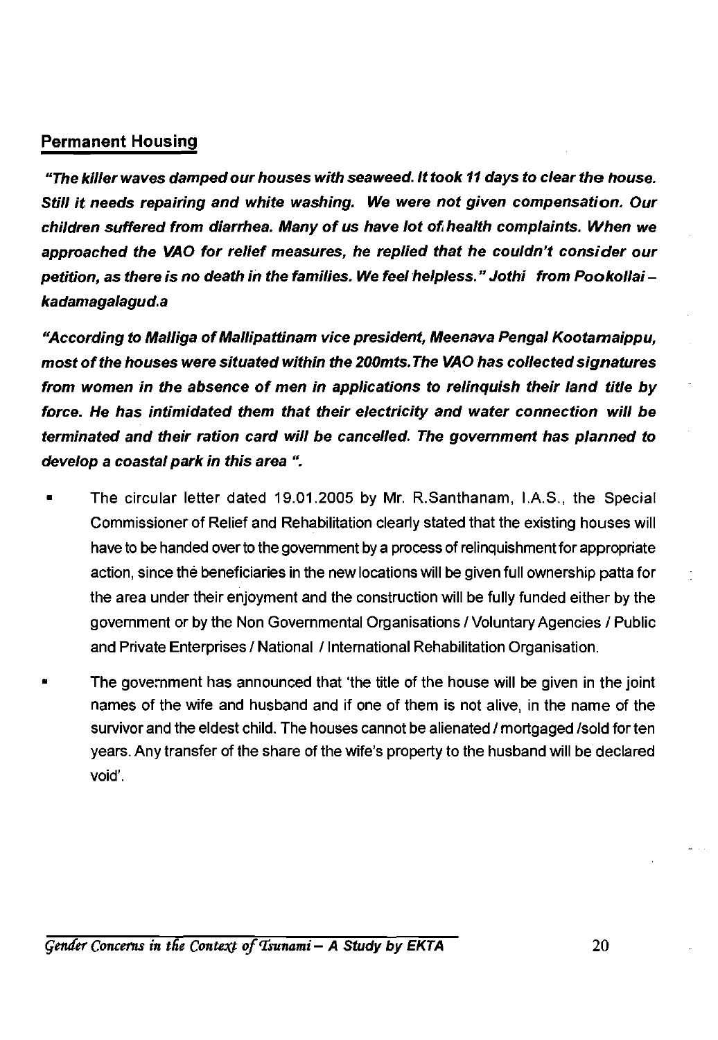## Permanent Housing

***"The killer waves damped our houses with seaweed. It took 11 days to clear the house. Still it needs repairing and white washing. We were not given compensation. Our children suffered from diarrhea. Many of us have lot of health complaints. When we approached the VAO for relief measures, he replied that he couldn't consider our petition, as there is no death in the families. We feel helpless." Jothi from Pookollai – kadamagalagud.a***

***"According to Malliga of Mallipattinam vice president, Meenava Pengal Kootamaippu, most of the houses were situated within the 200mts.The VAO has collected signatures from women in the absence of men in applications to relinquish their land title by force. He has intimidated them that their electricity and water connection will be terminated and their ration card will be cancelled. The government has planned to develop a coastal park in this area ".***

- The circular letter dated 19.01.2005 by Mr. R.Santhanam, I.A.S., the Special Commissioner of Relief and Rehabilitation clearly stated that the existing houses will have to be handed over to the government by a process of relinquishment for appropriate action, since the beneficiaries in the new locations will be given full ownership patta for the area under their enjoyment and the construction will be fully funded either by the government or by the Non Governmental Organisations / Voluntary Agencies / Public and Private Enterprises / National / International Rehabilitation Organisation.
- The government has announced that 'the title of the house will be given in the joint names of the wife and husband and if one of them is not alive, in the name of the survivor and the eldest child. The houses cannot be alienated / mortgaged /sold for ten years. Any transfer of the share of the wife's property to the husband will be declared void'.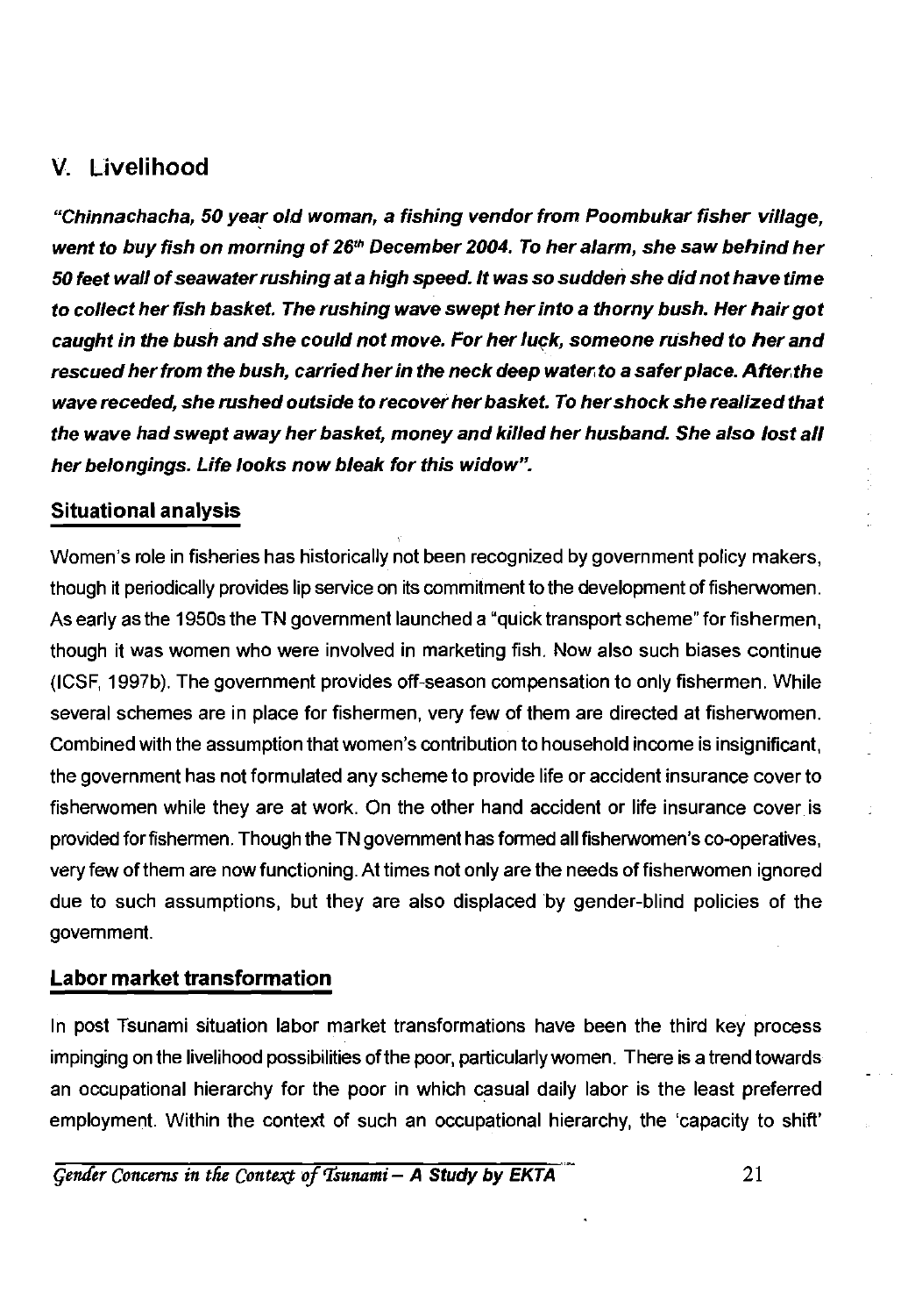## V. Livelihood

***"Chinnachacha, 50 year old woman, a fishing vendor from Poombukar fisher village, went to buy fish on morning of 26th December 2004. To her alarm, she saw behind her 50 feet wall of seawater rushing at a high speed. It was so sudden she did not have time to collect her fish basket. The rushing wave swept her into a thorny bush. Her hair got caught in the bush and she could not move. For her luck, someone rushed to her and rescued her from the bush, carried her in the neck deep water to a safer place. After the wave receded, she rushed outside to recover her basket. To her shock she realized that the wave had swept away her basket, money and killed her husband. She also lost all her belongings. Life looks now bleak for this widow".***

### Situational analysis

Women's role in fisheries has historically not been recognized by government policy makers, though it periodically provides lip service on its commitment to the development of fisherwomen. As early as the 1950s the TN government launched a "quick transport scheme" for fishermen, though it was women who were involved in marketing fish. Now also such biases continue (ICSF, 1997b). The government provides off-season compensation to only fishermen. While several schemes are in place for fishermen, very few of them are directed at fisherwomen. Combined with the assumption that women's contribution to household income is insignificant, the government has not formulated any scheme to provide life or accident insurance cover to fisherwomen while they are at work. On the other hand accident or life insurance cover is provided for fishermen. Though the TN government has formed all fisherwomen's co-operatives, very few of them are now functioning. At times not only are the needs of fisherwomen ignored due to such assumptions, but they are also displaced by gender-blind policies of the government.

### Labor market transformation

In post Tsunami situation labor market transformations have been the third key process impinging on the livelihood possibilities of the poor, particularly women. There is a trend towards an occupational hierarchy for the poor in which casual daily labor is the least preferred employment. Within the context of such an occupational hierarchy, the 'capacity to shift'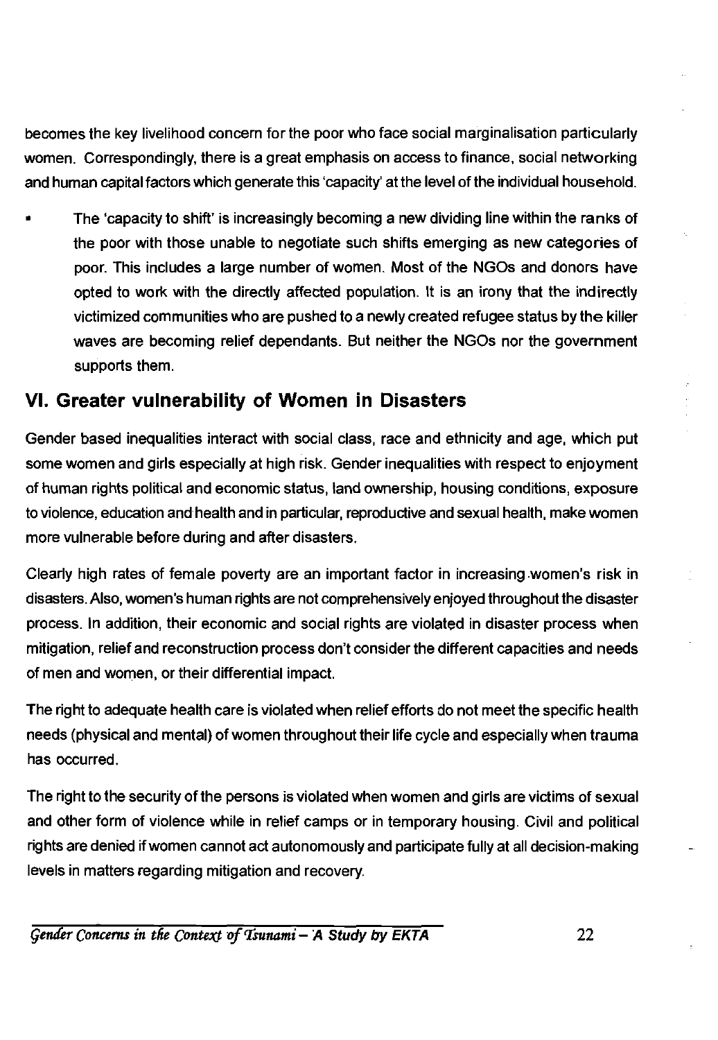becomes the key livelihood concern for the poor who face social marginalisation particularly women. Correspondingly, there is a great emphasis on access to finance, social networking and human capital factors which generate this 'capacity' at the level of the individual household.

- The 'capacity to shift' is increasingly becoming a new dividing line within the ranks of the poor with those unable to negotiate such shifts emerging as new categories of poor. This includes a large number of women. Most of the NGOs and donors have opted to work with the directly affected population. It is an irony that the indirectly victimized communities who are pushed to a newly created refugee status by the killer waves are becoming relief dependants. But neither the NGOs nor the government supports them.

## VI. Greater vulnerability of Women in Disasters

Gender based inequalities interact with social class, race and ethnicity and age, which put some women and girls especially at high risk. Gender inequalities with respect to enjoyment of human rights political and economic status, land ownership, housing conditions, exposure to violence, education and health and in particular, reproductive and sexual health, make women more vulnerable before during and after disasters.

Clearly high rates of female poverty are an important factor in increasing women's risk in disasters. Also, women's human rights are not comprehensively enjoyed throughout the disaster process. In addition, their economic and social rights are violated in disaster process when mitigation, relief and reconstruction process don't consider the different capacities and needs of men and women, or their differential impact.

The right to adequate health care is violated when relief efforts do not meet the specific health needs (physical and mental) of women throughout their life cycle and especially when trauma has occurred.

The right to the security of the persons is violated when women and girls are victims of sexual and other form of violence while in relief camps or in temporary housing. Civil and political rights are denied if women cannot act autonomously and participate fully at all decision-making levels in matters regarding mitigation and recovery.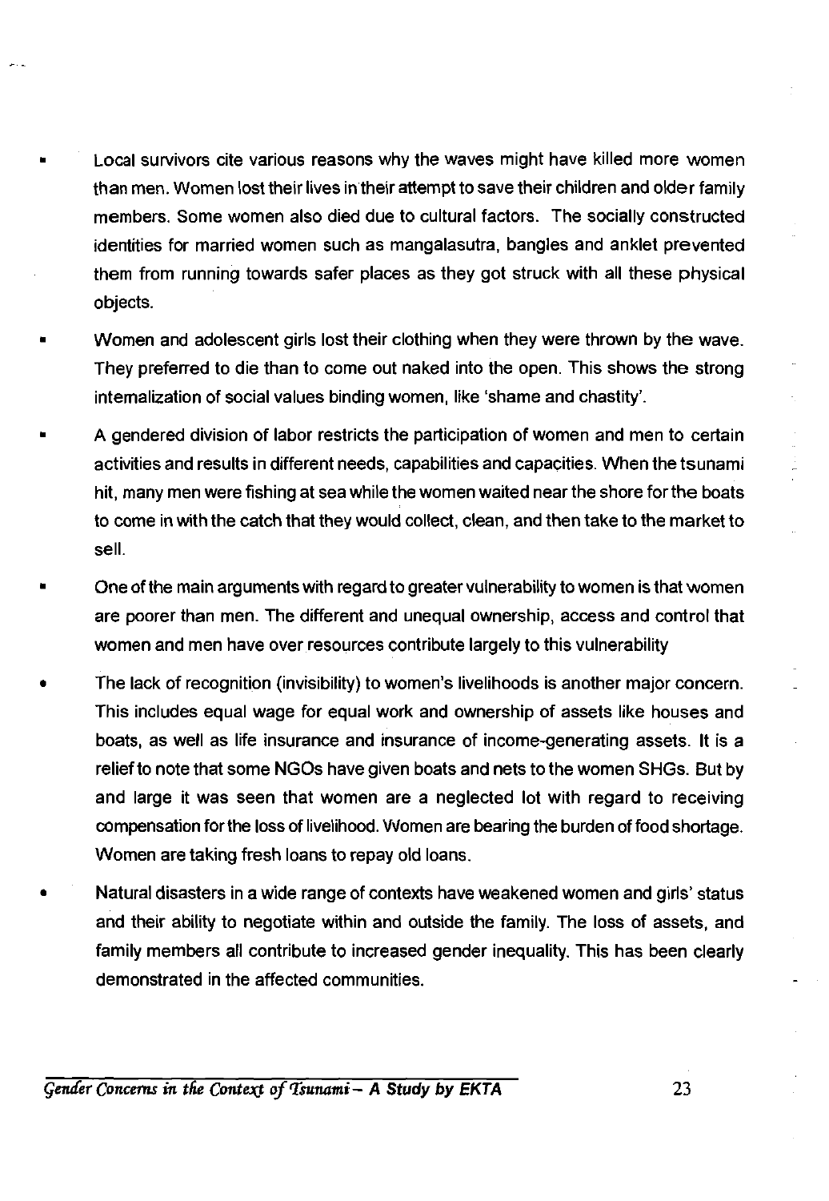- Local survivors cite various reasons why the waves might have killed more women than men. Women lost their lives in their attempt to save their children and older family members. Some women also died due to cultural factors. The socially constructed identities for married women such as mangalasutra, bangles and anklet prevented them from running towards safer places as they got struck with all these physical objects.
- Women and adolescent girls lost their clothing when they were thrown by the wave. They preferred to die than to come out naked into the open. This shows the strong internalization of social values binding women, like 'shame and chastity'.
- A gendered division of labor restricts the participation of women and men to certain activities and results in different needs, capabilities and capacities. When the tsunami hit, many men were fishing at sea while the women waited near the shore for the boats to come in with the catch that they would collect, clean, and then take to the market to sell.
- One of the main arguments with regard to greater vulnerability to women is that women are poorer than men. The different and unequal ownership, access and control that women and men have over resources contribute largely to this vulnerability
- The lack of recognition (invisibility) to women's livelihoods is another major concern. This includes equal wage for equal work and ownership of assets like houses and boats, as well as life insurance and insurance of income-generating assets. It is a relief to note that some NGOs have given boats and nets to the women SHGs. But by and large it was seen that women are a neglected lot with regard to receiving compensation for the loss of livelihood. Women are bearing the burden of food shortage. Women are taking fresh loans to repay old loans.
- Natural disasters in a wide range of contexts have weakened women and girls' status and their ability to negotiate within and outside the family. The loss of assets, and family members all contribute to increased gender inequality. This has been clearly demonstrated in the affected communities.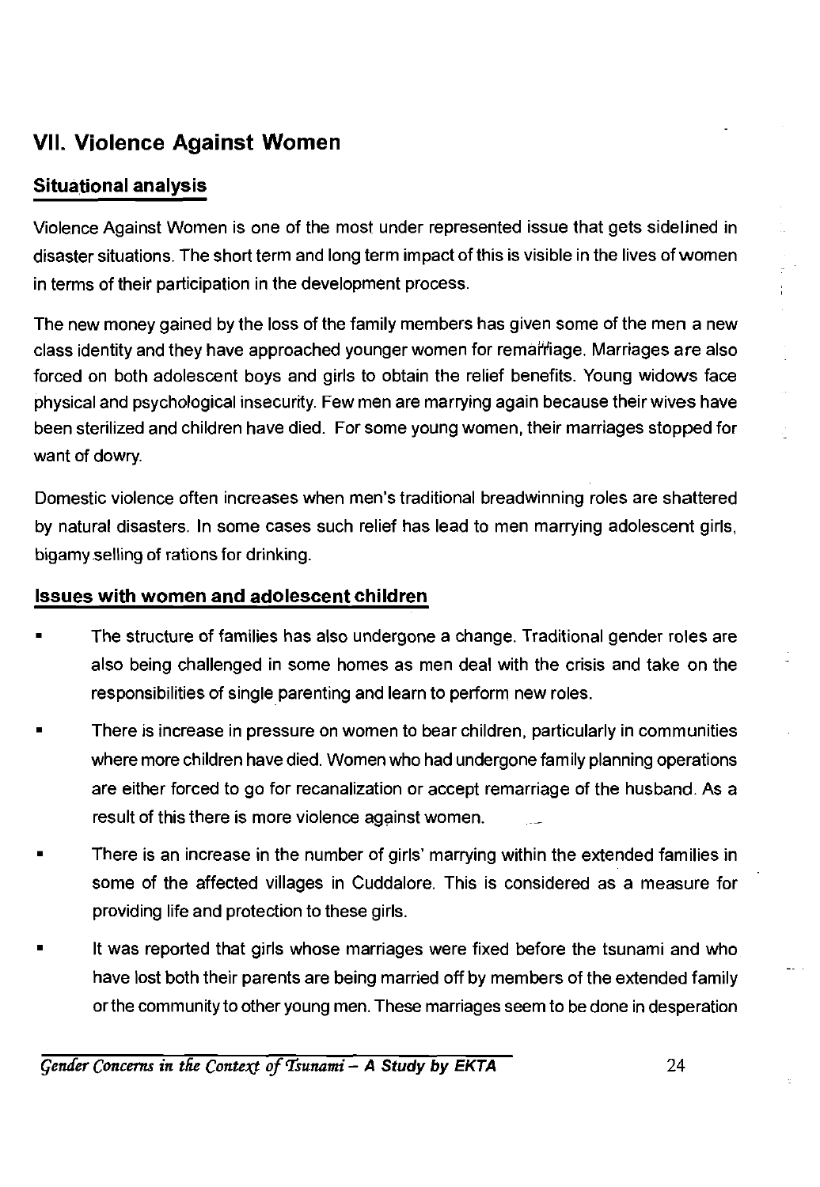## VII. Violence Against Women

### Situational analysis

Violence Against Women is one of the most under represented issue that gets sidelined in disaster situations. The short term and long term impact of this is visible in the lives of women in terms of their participation in the development process.

The new money gained by the loss of the family members has given some of the men a new class identity and they have approached younger women for remarriage. Marriages are also forced on both adolescent boys and girls to obtain the relief benefits. Young widows face physical and psychological insecurity. Few men are marrying again because their wives have been sterilized and children have died. For some young women, their marriages stopped for want of dowry.

Domestic violence often increases when men's traditional breadwinning roles are shattered by natural disasters. In some cases such relief has lead to men marrying adolescent girls, bigamy selling of rations for drinking.

### Issues with women and adolescent children

- The structure of families has also undergone a change. Traditional gender roles are also being challenged in some homes as men deal with the crisis and take on the responsibilities of single parenting and learn to perform new roles.
- There is increase in pressure on women to bear children, particularly in communities where more children have died. Women who had undergone family planning operations are either forced to go for recanalization or accept remarriage of the husband. As a result of this there is more violence against women.
- There is an increase in the number of girls' marrying within the extended families in some of the affected villages in Cuddalore. This is considered as a measure for providing life and protection to these girls.
- It was reported that girls whose marriages were fixed before the tsunami and who have lost both their parents are being married off by members of the extended family or the community to other young men. These marriages seem to be done in desperation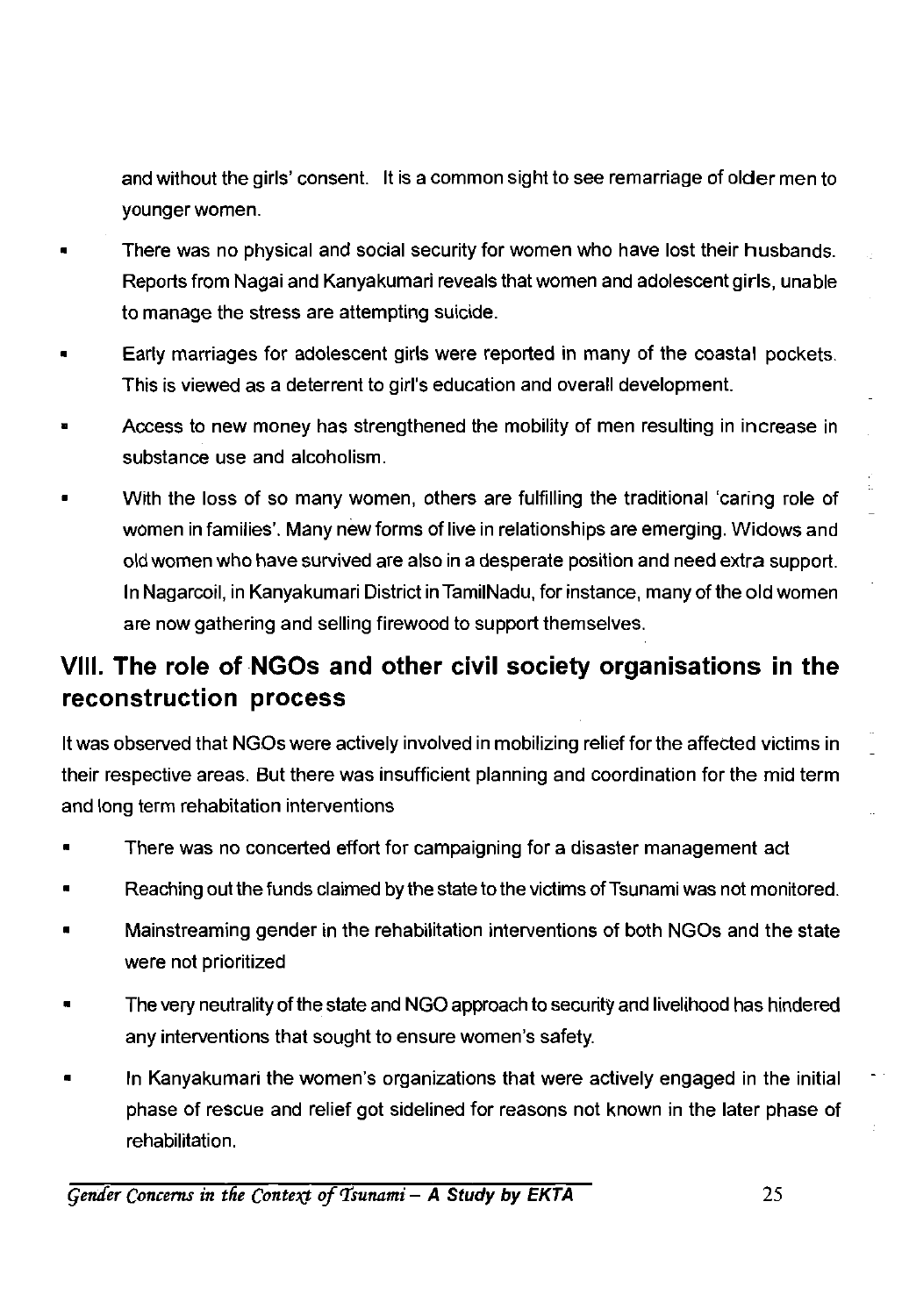and without the girls' consent. It is a common sight to see remarriage of older men to younger women.

- There was no physical and social security for women who have lost their husbands. Reports from Nagai and Kanyakumari reveals that women and adolescent girls, unable to manage the stress are attempting suicide.
- Early marriages for adolescent girls were reported in many of the coastal pockets. This is viewed as a deterrent to girl's education and overall development.
- Access to new money has strengthened the mobility of men resulting in increase in substance use and alcoholism.
- With the loss of so many women, others are fulfilling the traditional 'caring role of women in families'. Many new forms of live in relationships are emerging. Widows and old women who have survived are also in a desperate position and need extra support. In Nagarcoil, in Kanyakumari District in TamilNadu, for instance, many of the old women are now gathering and selling firewood to support themselves.

## VIII. The role of NGOs and other civil society organisations in the reconstruction process

It was observed that NGOs were actively involved in mobilizing relief for the affected victims in their respective areas. But there was insufficient planning and coordination for the mid term and long term rehabitation interventions

- There was no concerted effort for campaigning for a disaster management act
- Reaching out the funds claimed by the state to the victims of Tsunami was not monitored.
- Mainstreaming gender in the rehabilitation interventions of both NGOs and the state were not prioritized
- The very neutrality of the state and NGO approach to security and livelihood has hindered any interventions that sought to ensure women's safety.
- In Kanyakumari the women's organizations that were actively engaged in the initial phase of rescue and relief got sidelined for reasons not known in the later phase of rehabilitation.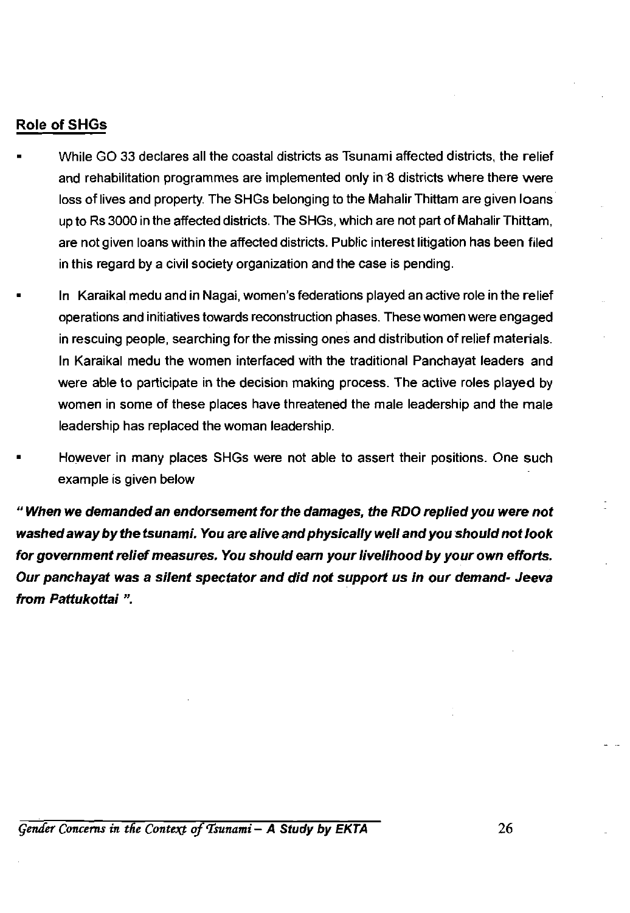## Role of SHGs

- While GO 33 declares all the coastal districts as Tsunami affected districts, the relief and rehabilitation programmes are implemented only in 8 districts where there were loss of lives and property. The SHGs belonging to the Mahalir Thittam are given loans up to Rs 3000 in the affected districts. The SHGs, which are not part of Mahalir Thittam, are not given loans within the affected districts. Public interest litigation has been filed in this regard by a civil society organization and the case is pending.
- In Karaikal medu and in Nagai, women's federations played an active role in the relief operations and initiatives towards reconstruction phases. These women were engaged in rescuing people, searching for the missing ones and distribution of relief materials. In Karaikal medu the women interfaced with the traditional Panchayat leaders and were able to participate in the decision making process. The active roles played by women in some of these places have threatened the male leadership and the male leadership has replaced the woman leadership.
- However in many places SHGs were not able to assert their positions. One such example is given below

***" When we demanded an endorsement for the damages, the RDO replied you were not washed away by the tsunami. You are alive and physically well and you should not look for government relief measures. You should earn your livelihood by your own efforts. Our panchayat was a silent spectator and did not support us in our demand- Jeeva from Pattukottai ".***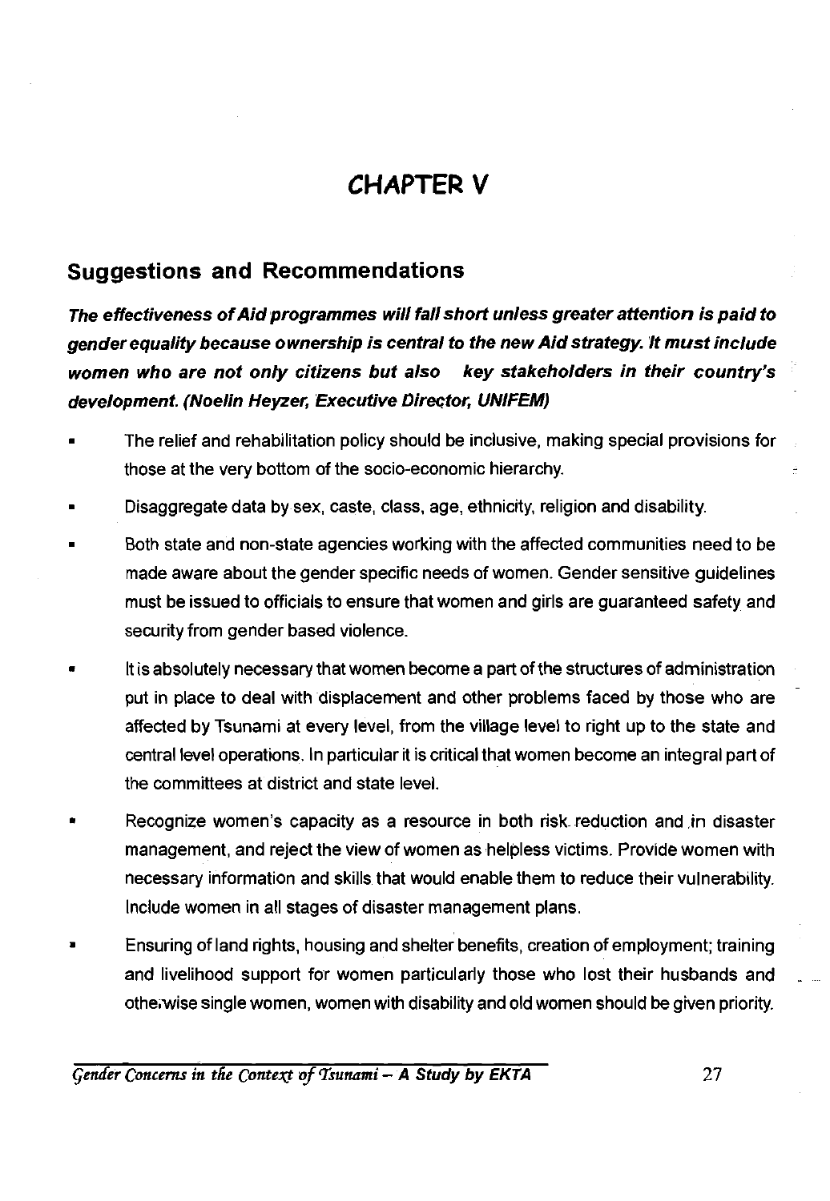# CHAPTER V

## Suggestions and Recommendations

***The effectiveness of Aid programmes will fall short unless greater attention is paid to gender equality because ownership is central to the new Aid strategy. It must include women who are not only citizens but also key stakeholders in their country's development. (Noelin Heyzer, Executive Director, UNIFEM)***

- The relief and rehabilitation policy should be inclusive, making special provisions for those at the very bottom of the socio-economic hierarchy.
- Disaggregate data by sex, caste, class, age, ethnicity, religion and disability.
- Both state and non-state agencies working with the affected communities need to be made aware about the gender specific needs of women. Gender sensitive guidelines must be issued to officials to ensure that women and girls are guaranteed safety and security from gender based violence.
- It is absolutely necessary that women become a part of the structures of administration put in place to deal with displacement and other problems faced by those who are affected by Tsunami at every level, from the village level to right up to the state and central level operations. In particular it is critical that women become an integral part of the committees at district and state level.
- Recognize women's capacity as a resource in both risk reduction and in disaster management, and reject the view of women as helpless victims. Provide women with necessary information and skills that would enable them to reduce their vulnerability. Include women in all stages of disaster management plans.
- Ensuring of land rights, housing and shelter benefits, creation of employment; training and livelihood support for women particularly those who lost their husbands and otherwise single women, women with disability and old women should be given priority.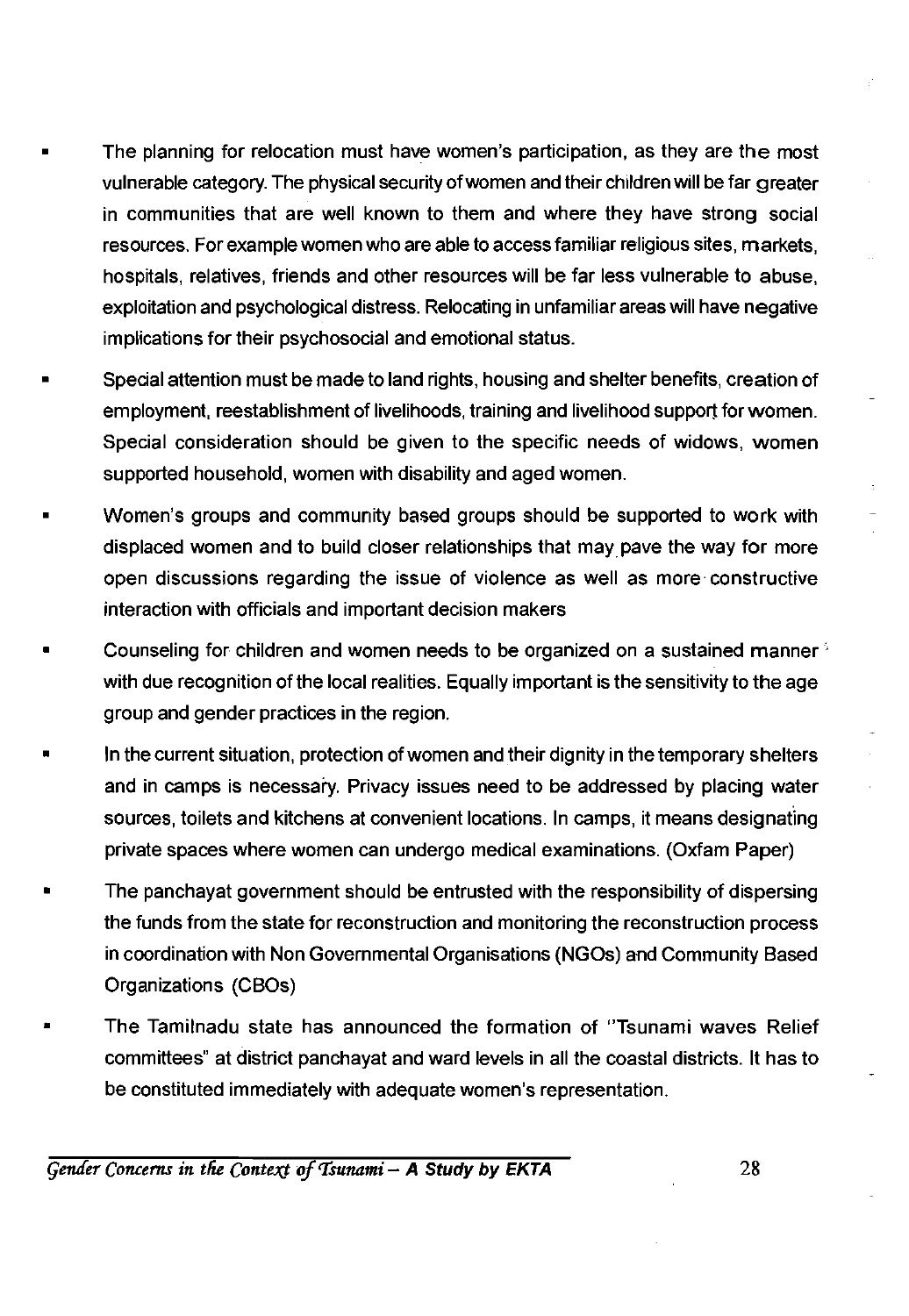- The planning for relocation must have women's participation, as they are the most vulnerable category. The physical security of women and their children will be far greater in communities that are well known to them and where they have strong social resources. For example women who are able to access familiar religious sites, markets, hospitals, relatives, friends and other resources will be far less vulnerable to abuse, exploitation and psychological distress. Relocating in unfamiliar areas will have negative implications for their psychosocial and emotional status.
- Special attention must be made to land rights, housing and shelter benefits, creation of employment, reestablishment of livelihoods, training and livelihood support for women. Special consideration should be given to the specific needs of widows, women supported household, women with disability and aged women.
- Women's groups and community based groups should be supported to work with displaced women and to build closer relationships that may pave the way for more open discussions regarding the issue of violence as well as more constructive interaction with officials and important decision makers
- Counseling for children and women needs to be organized on a sustained manner with due recognition of the local realities. Equally important is the sensitivity to the age group and gender practices in the region.
- In the current situation, protection of women and their dignity in the temporary shelters and in camps is necessary. Privacy issues need to be addressed by placing water sources, toilets and kitchens at convenient locations. In camps, it means designating private spaces where women can undergo medical examinations. (Oxfam Paper)
- The panchayat government should be entrusted with the responsibility of dispersing the funds from the state for reconstruction and monitoring the reconstruction process in coordination with Non Governmental Organisations (NGOs) and Community Based Organizations (CBOs)
- The Tamilnadu state has announced the formation of "Tsunami waves Relief committees" at district panchayat and ward levels in all the coastal districts. It has to be constituted immediately with adequate women's representation.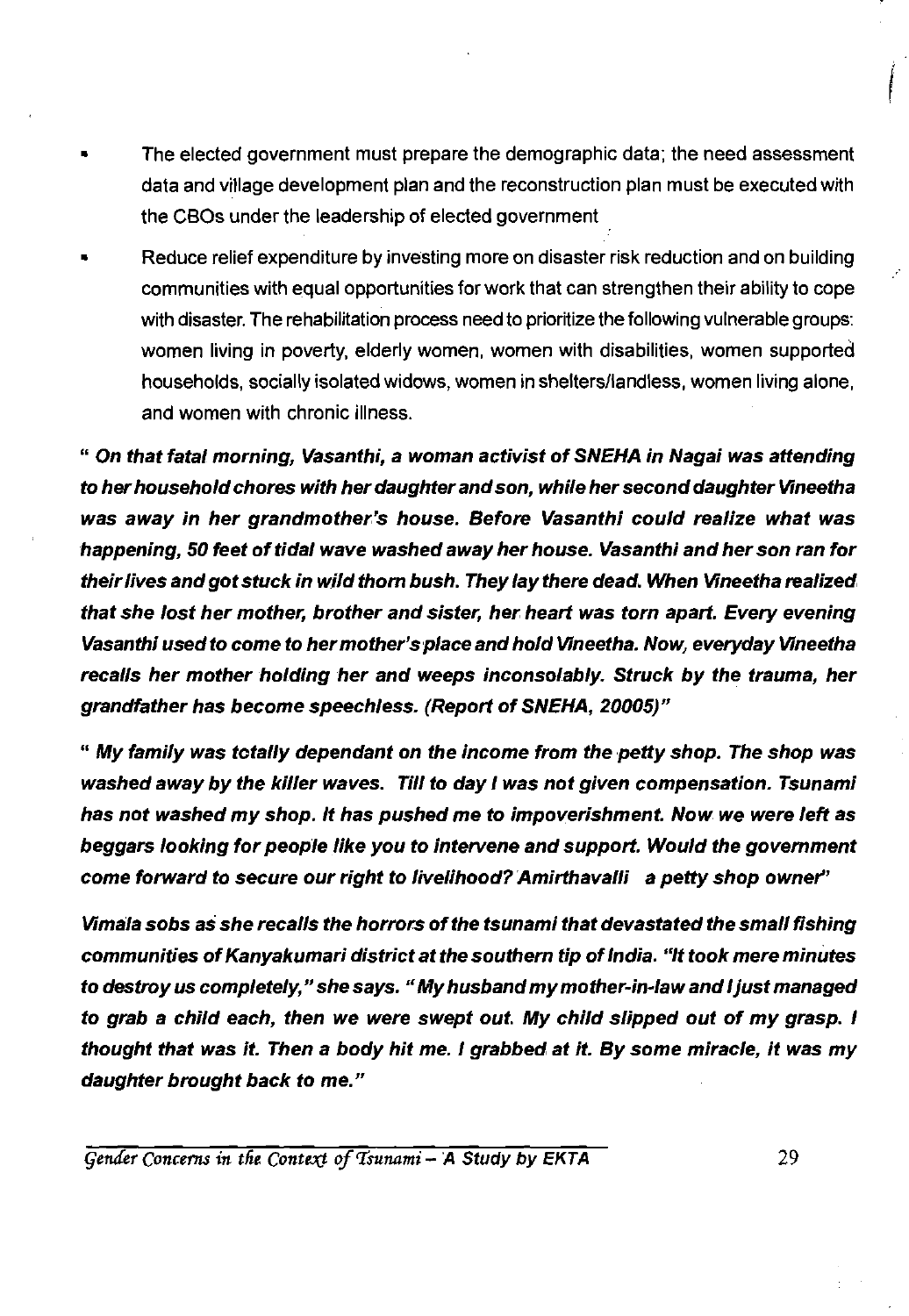- The elected government must prepare the demographic data; the need assessment data and village development plan and the reconstruction plan must be executed with the CBOs under the leadership of elected government

- Reduce relief expenditure by investing more on disaster risk reduction and on building communities with equal opportunities for work that can strengthen their ability to cope with disaster. The rehabilitation process need to prioritize the following vulnerable groups: women living in poverty, elderly women, women with disabilities, women supported households, socially isolated widows, women in shelters/landless, women living alone, and women with chronic illness.

***" On that fatal morning, Vasanthi, a woman activist of SNEHA in Nagai was attending to her household chores with her daughter and son, while her second daughter Vineetha was away in her grandmother's house. Before Vasanthi could realize what was happening, 50 feet of tidal wave washed away her house. Vasanthi and her son ran for their lives and got stuck in wild thorn bush. They lay there dead. When Vineetha realized that she lost her mother, brother and sister, her heart was torn apart. Every evening Vasanthi used to come to her mother's place and hold Vineetha. Now, everyday Vineetha recalls her mother holding her and weeps inconsolably. Struck by the trauma, her grandfather has become speechless. (Report of SNEHA, 20005)"***

***" My family was totally dependant on the income from the petty shop. The shop was washed away by the killer waves. Till to day I was not given compensation. Tsunami has not washed my shop. It has pushed me to impoverishment. Now we were left as beggars looking for people like you to intervene and support. Would the government come forward to secure our right to livelihood? Amirthavalli a petty shop owner"***

***Vimala sobs as she recalls the horrors of the tsunami that devastated the small fishing communities of Kanyakumari district at the southern tip of India. "It took mere minutes to destroy us completely," she says. " My husband my mother-in-law and I just managed to grab a child each, then we were swept out. My child slipped out of my grasp. I thought that was it. Then a body hit me. I grabbed at it. By some miracle, it was my daughter brought back to me."***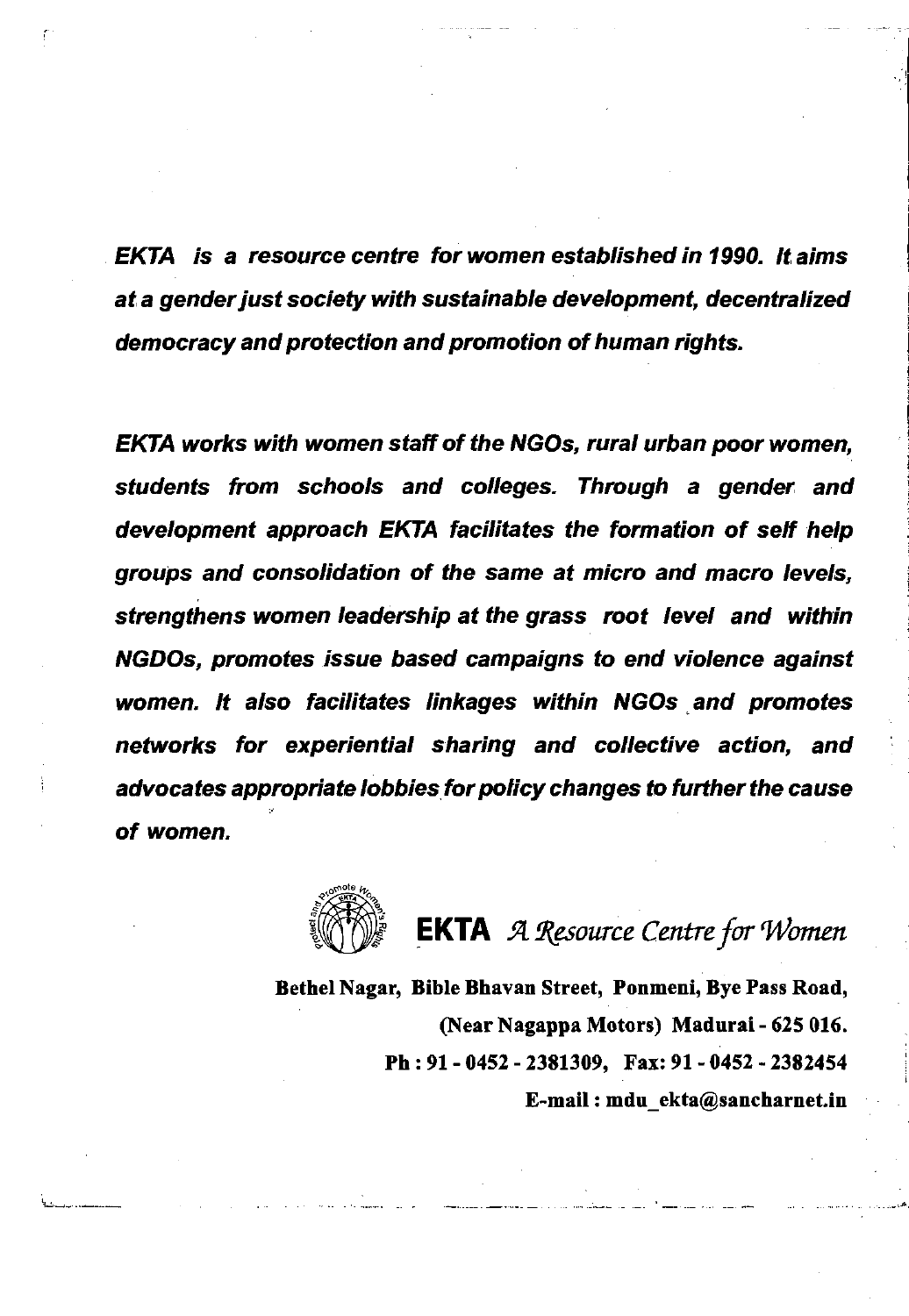***EKTA is a resource centre for women established in 1990. It aims at a gender just society with sustainable development, decentralized democracy and protection and promotion of human rights.***

***EKTA works with women staff of the NGOs, rural urban poor women, students from schools and colleges. Through a gender and development approach EKTA facilitates the formation of self help groups and consolidation of the same at micro and macro levels, strengthens women leadership at the grass root level and within NGDOs, promotes issue based campaigns to end violence against women. It also facilitates linkages within NGOs and promotes networks for experiential sharing and collective action, and advocates appropriate lobbies for policy changes to further the cause of women.***

**EKTA** *A Resource Centre for Women*

**Bethel Nagar, Bible Bhavan Street, Ponmeni, Bye Pass Road,**
**(Near Nagappa Motors) Madurai - 625 016.**
**Ph : 91 - 0452 - 2381309, Fax: 91 - 0452 - 2382454**
**E-mail : mdu_ekta@sancharnet.in**